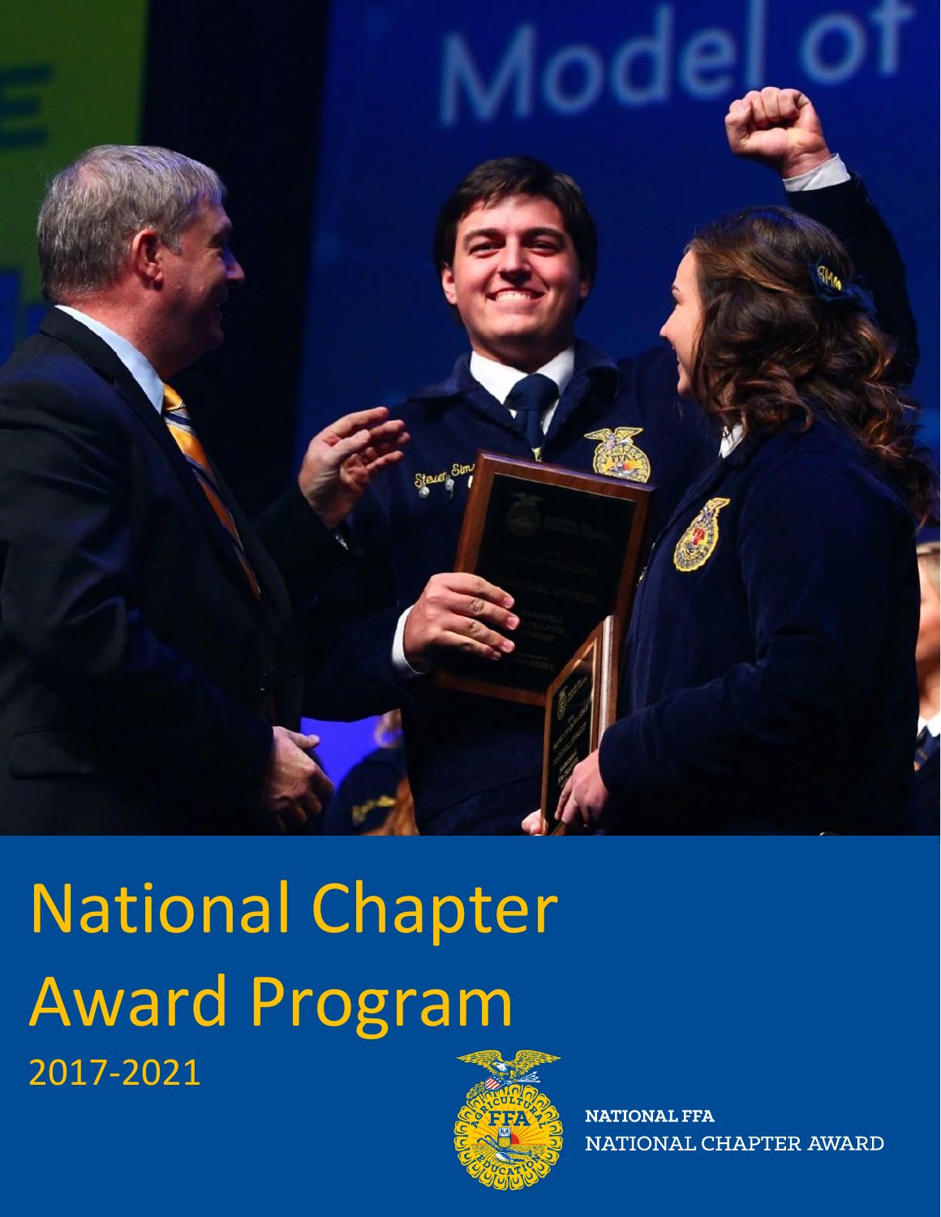# National Chapter Award Program

2017-2021

NATIONAL FFA
NATIONAL CHAPTER AWARD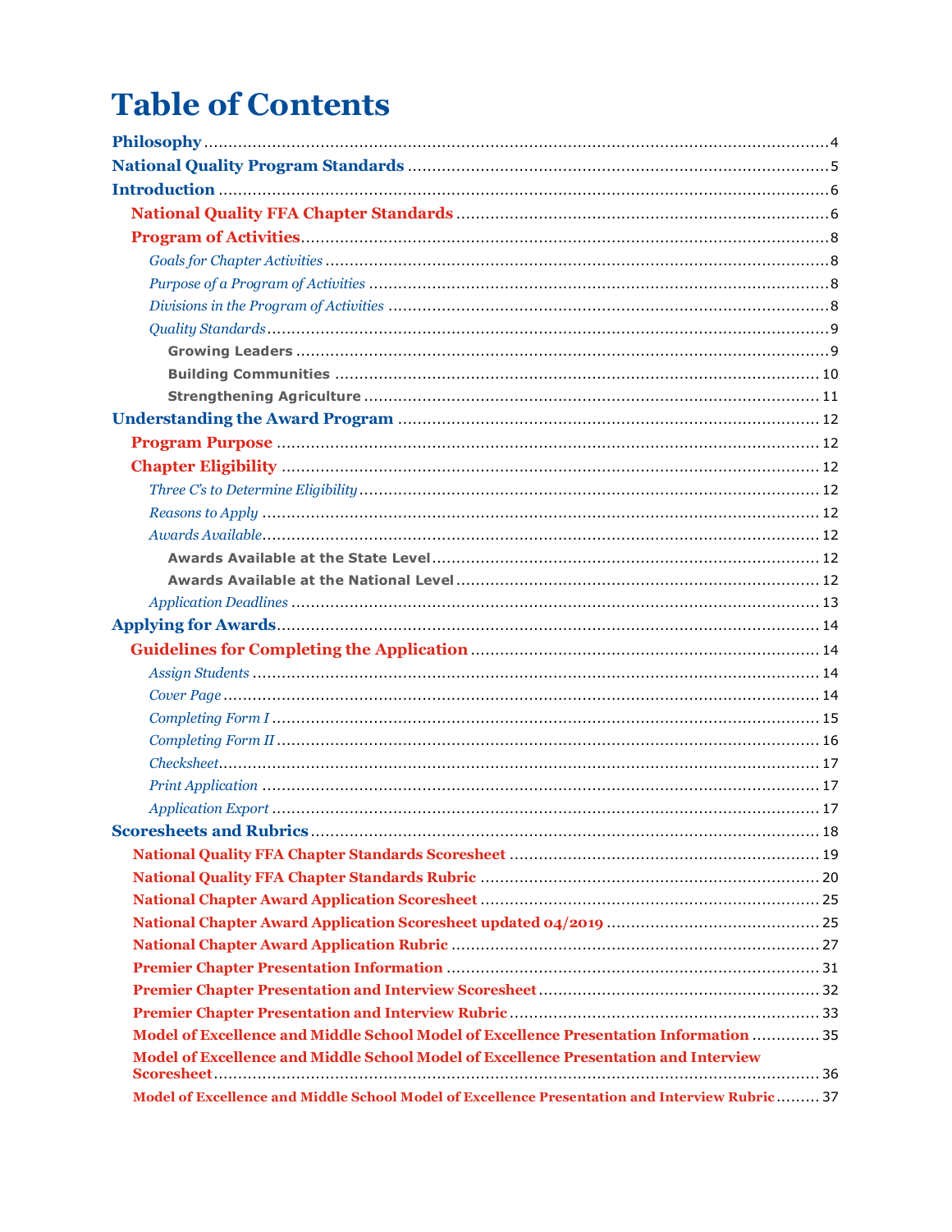# Table of Contents

**Philosophy** .................................................. 4

**National Quality Program Standards** .................................................. 5

**Introduction** .................................................. 6

- **National Quality FFA Chapter Standards** .................................................. 6
- **Program of Activities** .................................................. 8
  - *Goals for Chapter Activities* .................................................. 8
  - *Purpose of a Program of Activities* .................................................. 8
  - *Divisions in the Program of Activities* .................................................. 8
  - *Quality Standards* .................................................. 9
    - **Growing Leaders** .................................................. 9
    - **Building Communities** .................................................. 10
    - **Strengthening Agriculture** .................................................. 11

**Understanding the Award Program** .................................................. 12

- **Program Purpose** .................................................. 12
- **Chapter Eligibility** .................................................. 12
  - *Three C's to Determine Eligibility* .................................................. 12
  - *Reasons to Apply* .................................................. 12
  - *Awards Available* .................................................. 12
    - **Awards Available at the State Level** .................................................. 12
    - **Awards Available at the National Level** .................................................. 12
  - *Application Deadlines* .................................................. 13

**Applying for Awards** .................................................. 14

- **Guidelines for Completing the Application** .................................................. 14
  - *Assign Students* .................................................. 14
  - *Cover Page* .................................................. 14
  - *Completing Form I* .................................................. 15
  - *Completing Form II* .................................................. 16
  - *Checksheet* .................................................. 17
  - *Print Application* .................................................. 17
  - *Application Export* .................................................. 17

**Scoresheets and Rubrics** .................................................. 18

- **National Quality FFA Chapter Standards Scoresheet** .................................................. 19
- **National Quality FFA Chapter Standards Rubric** .................................................. 20
- **National Chapter Award Application Scoresheet** .................................................. 25
- **National Chapter Award Application Scoresheet updated 04/2019** .................................................. 25
- **National Chapter Award Application Rubric** .................................................. 27
- **Premier Chapter Presentation Information** .................................................. 31
- **Premier Chapter Presentation and Interview Scoresheet** .................................................. 32
- **Premier Chapter Presentation and Interview Rubric** .................................................. 33
- **Model of Excellence and Middle School Model of Excellence Presentation Information** .................................................. 35
- **Model of Excellence and Middle School Model of Excellence Presentation and Interview Scoresheet** .................................................. 36
- **Model of Excellence and Middle School Model of Excellence Presentation and Interview Rubric** .................................................. 37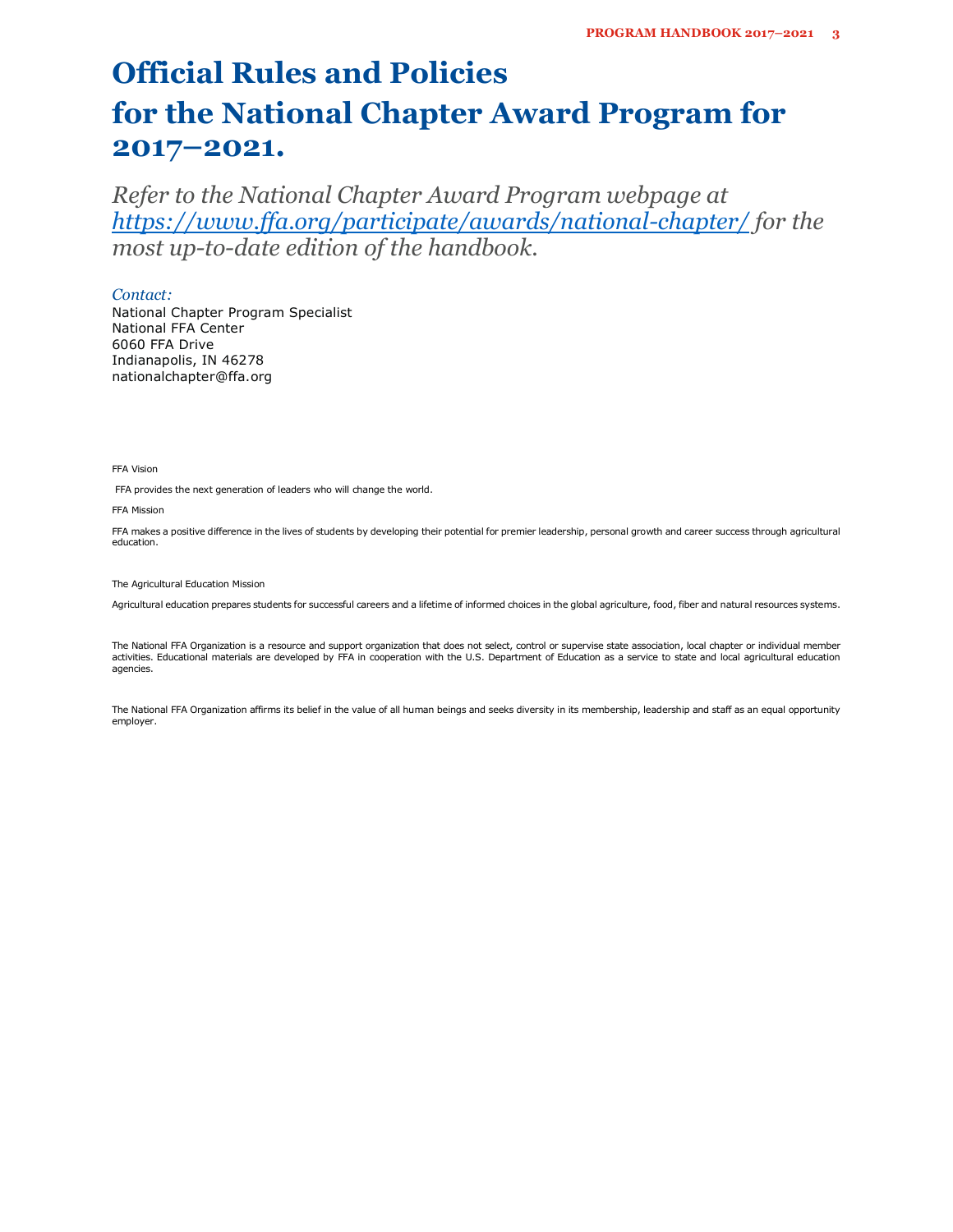# Official Rules and Policies for the National Chapter Award Program for 2017–2021.

*Refer to the National Chapter Award Program webpage at [https://www.ffa.org/participate/awards/national-chapter/](https://www.ffa.org/participate/awards/national-chapter/) for the most up-to-date edition of the handbook.*

*Contact:*

National Chapter Program Specialist
National FFA Center
6060 FFA Drive
Indianapolis, IN 46278
nationalchapter@ffa.org

FFA Vision

FFA provides the next generation of leaders who will change the world.

FFA Mission

FFA makes a positive difference in the lives of students by developing their potential for premier leadership, personal growth and career success through agricultural education.

The Agricultural Education Mission

Agricultural education prepares students for successful careers and a lifetime of informed choices in the global agriculture, food, fiber and natural resources systems.

The National FFA Organization is a resource and support organization that does not select, control or supervise state association, local chapter or individual member activities. Educational materials are developed by FFA in cooperation with the U.S. Department of Education as a service to state and local agricultural education agencies.

The National FFA Organization affirms its belief in the value of all human beings and seeks diversity in its membership, leadership and staff as an equal opportunity employer.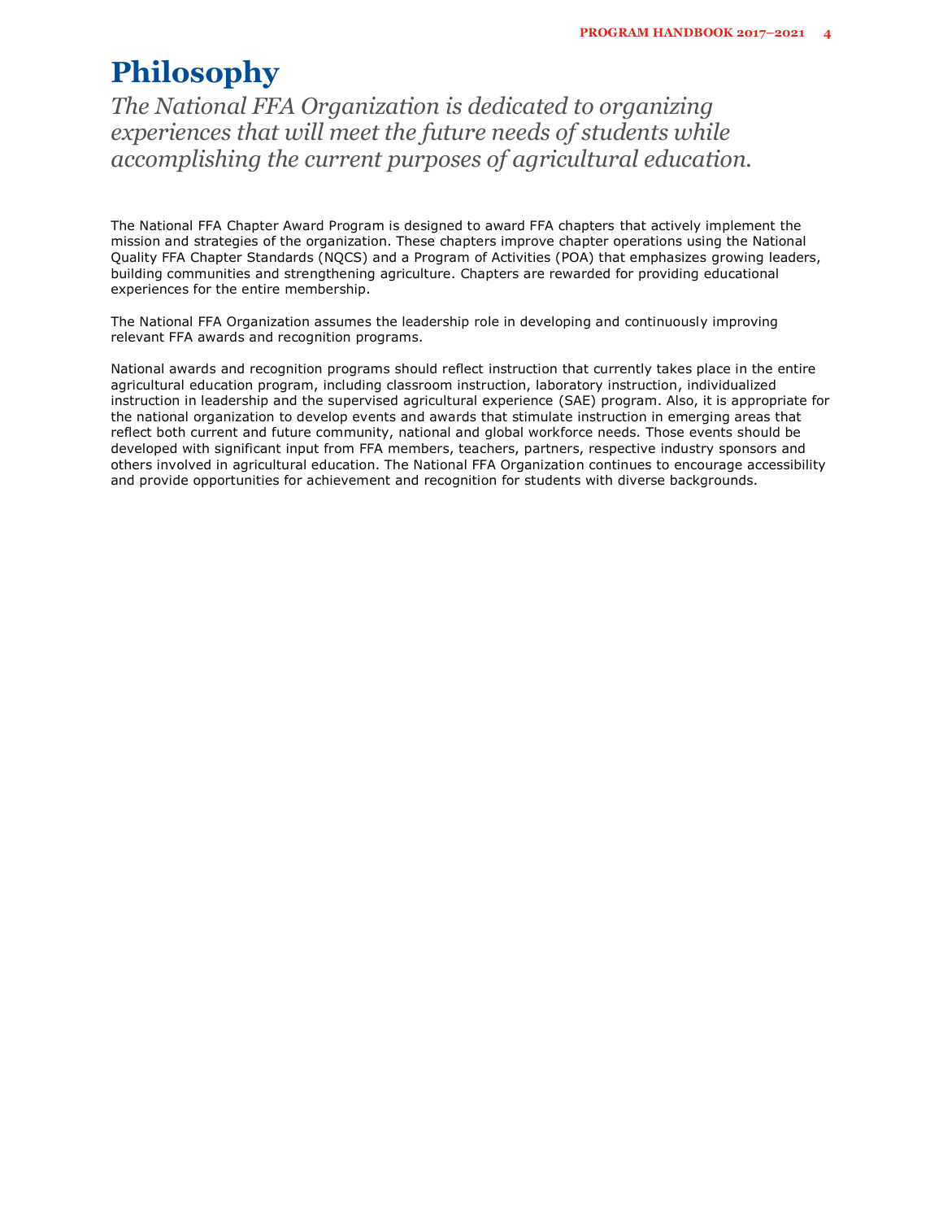# Philosophy

*The National FFA Organization is dedicated to organizing experiences that will meet the future needs of students while accomplishing the current purposes of agricultural education.*

The National FFA Chapter Award Program is designed to award FFA chapters that actively implement the mission and strategies of the organization. These chapters improve chapter operations using the National Quality FFA Chapter Standards (NQCS) and a Program of Activities (POA) that emphasizes growing leaders, building communities and strengthening agriculture. Chapters are rewarded for providing educational experiences for the entire membership.

The National FFA Organization assumes the leadership role in developing and continuously improving relevant FFA awards and recognition programs.

National awards and recognition programs should reflect instruction that currently takes place in the entire agricultural education program, including classroom instruction, laboratory instruction, individualized instruction in leadership and the supervised agricultural experience (SAE) program. Also, it is appropriate for the national organization to develop events and awards that stimulate instruction in emerging areas that reflect both current and future community, national and global workforce needs. Those events should be developed with significant input from FFA members, teachers, partners, respective industry sponsors and others involved in agricultural education. The National FFA Organization continues to encourage accessibility and provide opportunities for achievement and recognition for students with diverse backgrounds.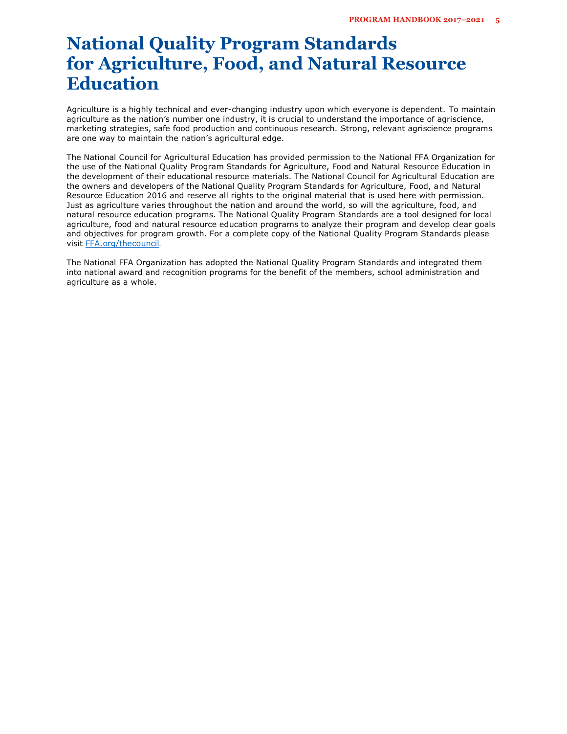# National Quality Program Standards for Agriculture, Food, and Natural Resource Education

Agriculture is a highly technical and ever-changing industry upon which everyone is dependent. To maintain agriculture as the nation's number one industry, it is crucial to understand the importance of agriscience, marketing strategies, safe food production and continuous research. Strong, relevant agriscience programs are one way to maintain the nation's agricultural edge.

The National Council for Agricultural Education has provided permission to the National FFA Organization for the use of the National Quality Program Standards for Agriculture, Food and Natural Resource Education in the development of their educational resource materials. The National Council for Agricultural Education are the owners and developers of the National Quality Program Standards for Agriculture, Food, and Natural Resource Education 2016 and reserve all rights to the original material that is used here with permission. Just as agriculture varies throughout the nation and around the world, so will the agriculture, food, and natural resource education programs. The National Quality Program Standards are a tool designed for local agriculture, food and natural resource education programs to analyze their program and develop clear goals and objectives for program growth. For a complete copy of the National Quality Program Standards please visit FFA.org/thecouncil.

The National FFA Organization has adopted the National Quality Program Standards and integrated them into national award and recognition programs for the benefit of the members, school administration and agriculture as a whole.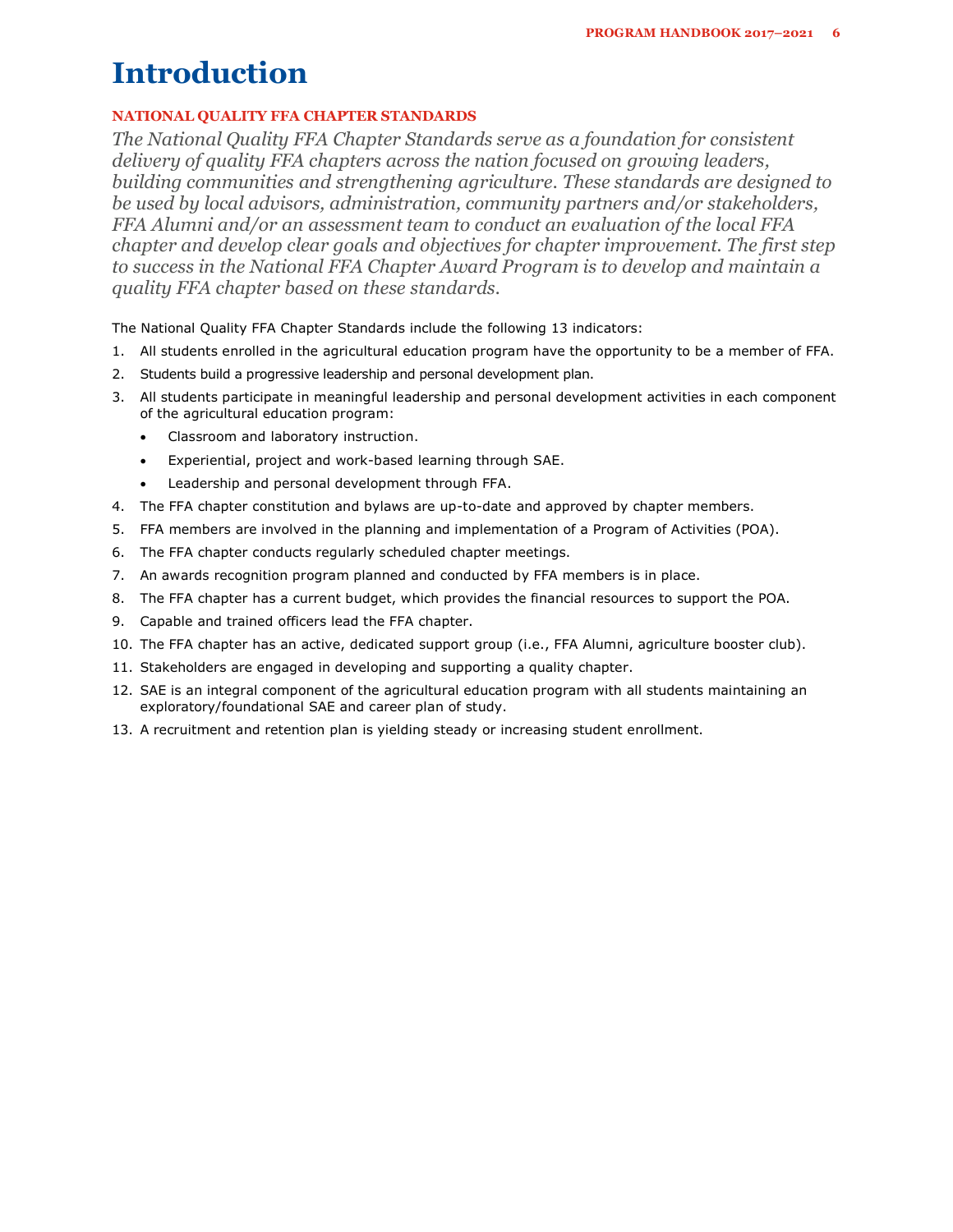# Introduction

### NATIONAL QUALITY FFA CHAPTER STANDARDS

*The National Quality FFA Chapter Standards serve as a foundation for consistent delivery of quality FFA chapters across the nation focused on growing leaders, building communities and strengthening agriculture. These standards are designed to be used by local advisors, administration, community partners and/or stakeholders, FFA Alumni and/or an assessment team to conduct an evaluation of the local FFA chapter and develop clear goals and objectives for chapter improvement. The first step to success in the National FFA Chapter Award Program is to develop and maintain a quality FFA chapter based on these standards.*

The National Quality FFA Chapter Standards include the following 13 indicators:

1. All students enrolled in the agricultural education program have the opportunity to be a member of FFA.
2. Students build a progressive leadership and personal development plan.
3. All students participate in meaningful leadership and personal development activities in each component of the agricultural education program:
    - Classroom and laboratory instruction.
    - Experiential, project and work-based learning through SAE.
    - Leadership and personal development through FFA.
4. The FFA chapter constitution and bylaws are up-to-date and approved by chapter members.
5. FFA members are involved in the planning and implementation of a Program of Activities (POA).
6. The FFA chapter conducts regularly scheduled chapter meetings.
7. An awards recognition program planned and conducted by FFA members is in place.
8. The FFA chapter has a current budget, which provides the financial resources to support the POA.
9. Capable and trained officers lead the FFA chapter.
10. The FFA chapter has an active, dedicated support group (i.e., FFA Alumni, agriculture booster club).
11. Stakeholders are engaged in developing and supporting a quality chapter.
12. SAE is an integral component of the agricultural education program with all students maintaining an exploratory/foundational SAE and career plan of study.
13. A recruitment and retention plan is yielding steady or increasing student enrollment.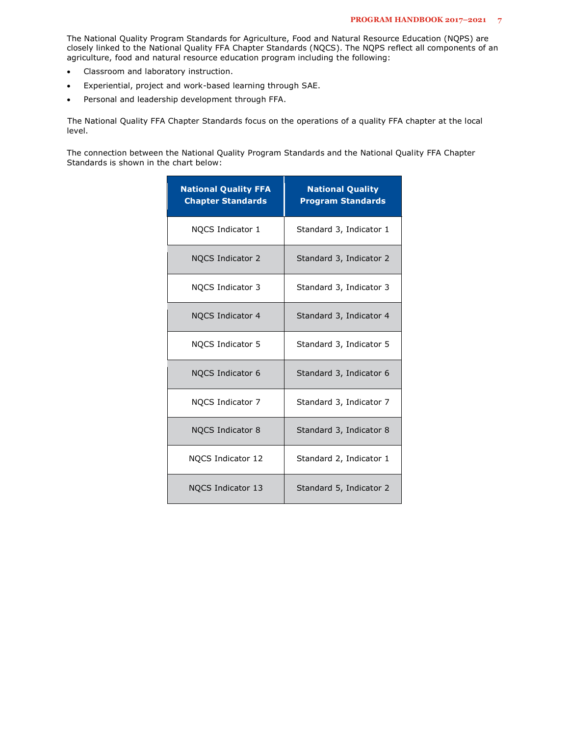The National Quality Program Standards for Agriculture, Food and Natural Resource Education (NQPS) are closely linked to the National Quality FFA Chapter Standards (NQCS). The NQPS reflect all components of an agriculture, food and natural resource education program including the following:

- Classroom and laboratory instruction.
- Experiential, project and work-based learning through SAE.
- Personal and leadership development through FFA.

The National Quality FFA Chapter Standards focus on the operations of a quality FFA chapter at the local level.

The connection between the National Quality Program Standards and the National Quality FFA Chapter Standards is shown in the chart below:

| National Quality FFA Chapter Standards | National Quality Program Standards |
|---|---|
| NQCS Indicator 1 | Standard 3, Indicator 1 |
| NQCS Indicator 2 | Standard 3, Indicator 2 |
| NQCS Indicator 3 | Standard 3, Indicator 3 |
| NQCS Indicator 4 | Standard 3, Indicator 4 |
| NQCS Indicator 5 | Standard 3, Indicator 5 |
| NQCS Indicator 6 | Standard 3, Indicator 6 |
| NQCS Indicator 7 | Standard 3, Indicator 7 |
| NQCS Indicator 8 | Standard 3, Indicator 8 |
| NQCS Indicator 12 | Standard 2, Indicator 1 |
| NQCS Indicator 13 | Standard 5, Indicator 2 |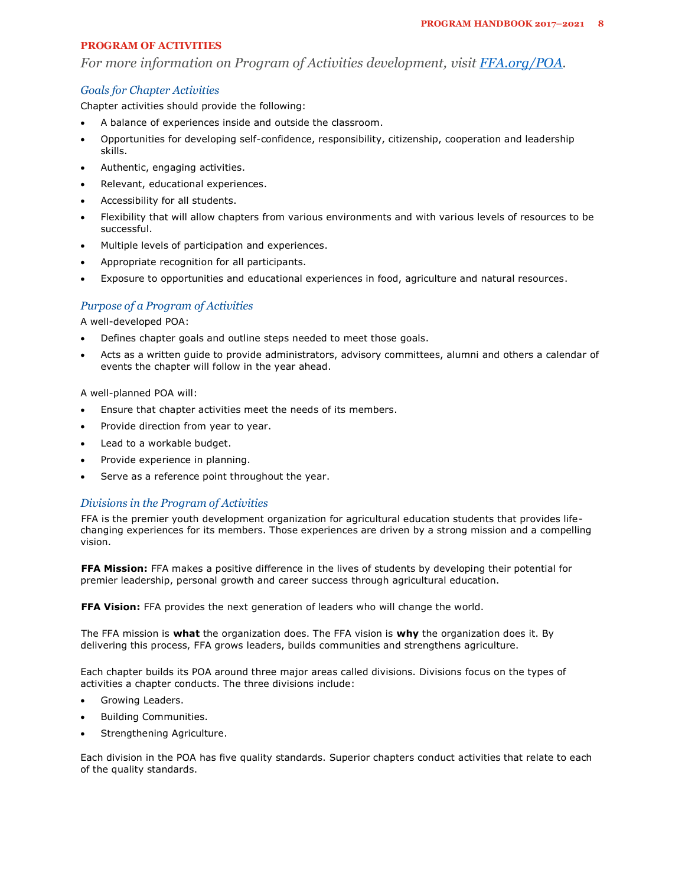## PROGRAM OF ACTIVITIES

*For more information on Program of Activities development, visit [FFA.org/POA](FFA.org/POA).*

### *Goals for Chapter Activities*

Chapter activities should provide the following:

- A balance of experiences inside and outside the classroom.
- Opportunities for developing self-confidence, responsibility, citizenship, cooperation and leadership skills.
- Authentic, engaging activities.
- Relevant, educational experiences.
- Accessibility for all students.
- Flexibility that will allow chapters from various environments and with various levels of resources to be successful.
- Multiple levels of participation and experiences.
- Appropriate recognition for all participants.
- Exposure to opportunities and educational experiences in food, agriculture and natural resources.

### *Purpose of a Program of Activities*

A well-developed POA:

- Defines chapter goals and outline steps needed to meet those goals.
- Acts as a written guide to provide administrators, advisory committees, alumni and others a calendar of events the chapter will follow in the year ahead.

A well-planned POA will:

- Ensure that chapter activities meet the needs of its members.
- Provide direction from year to year.
- Lead to a workable budget.
- Provide experience in planning.
- Serve as a reference point throughout the year.

### *Divisions in the Program of Activities*

FFA is the premier youth development organization for agricultural education students that provides life-changing experiences for its members. Those experiences are driven by a strong mission and a compelling vision.

**FFA Mission:** FFA makes a positive difference in the lives of students by developing their potential for premier leadership, personal growth and career success through agricultural education.

**FFA Vision:** FFA provides the next generation of leaders who will change the world.

The FFA mission is **what** the organization does. The FFA vision is **why** the organization does it. By delivering this process, FFA grows leaders, builds communities and strengthens agriculture.

Each chapter builds its POA around three major areas called divisions. Divisions focus on the types of activities a chapter conducts. The three divisions include:

- Growing Leaders.
- Building Communities.
- Strengthening Agriculture.

Each division in the POA has five quality standards. Superior chapters conduct activities that relate to each of the quality standards.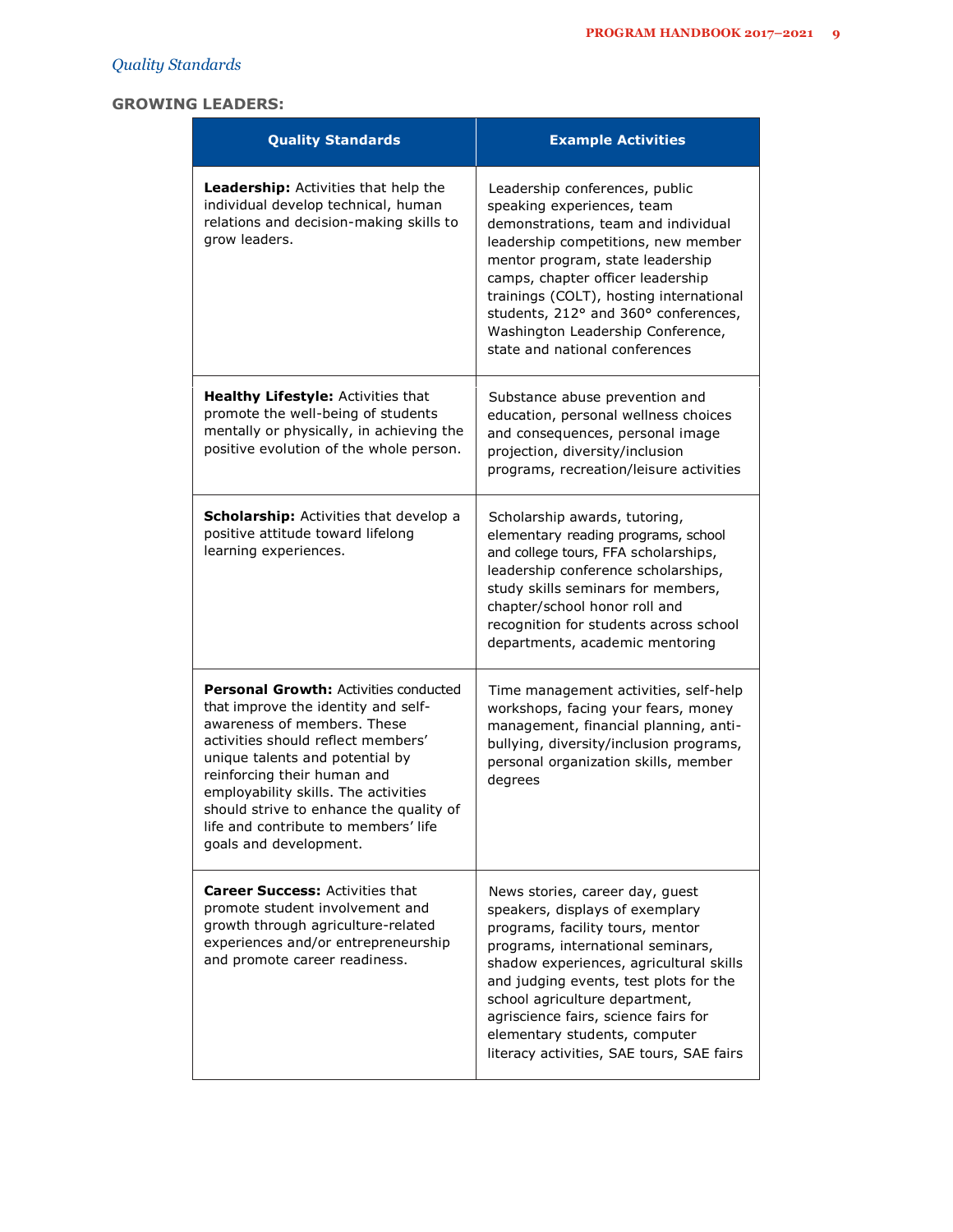*Quality Standards*

## GROWING LEADERS:

| Quality Standards | Example Activities |
| --- | --- |
| **Leadership:** Activities that help the individual develop technical, human relations and decision-making skills to grow leaders. | Leadership conferences, public speaking experiences, team demonstrations, team and individual leadership competitions, new member mentor program, state leadership camps, chapter officer leadership trainings (COLT), hosting international students, 212° and 360° conferences, Washington Leadership Conference, state and national conferences |
| **Healthy Lifestyle:** Activities that promote the well-being of students mentally or physically, in achieving the positive evolution of the whole person. | Substance abuse prevention and education, personal wellness choices and consequences, personal image projection, diversity/inclusion programs, recreation/leisure activities |
| **Scholarship:** Activities that develop a positive attitude toward lifelong learning experiences. | Scholarship awards, tutoring, elementary reading programs, school and college tours, FFA scholarships, leadership conference scholarships, study skills seminars for members, chapter/school honor roll and recognition for students across school departments, academic mentoring |
| **Personal Growth:** Activities conducted that improve the identity and self-awareness of members. These activities should reflect members' unique talents and potential by reinforcing their human and employability skills. The activities should strive to enhance the quality of life and contribute to members' life goals and development. | Time management activities, self-help workshops, facing your fears, money management, financial planning, anti-bullying, diversity/inclusion programs, personal organization skills, member degrees |
| **Career Success:** Activities that promote student involvement and growth through agriculture-related experiences and/or entrepreneurship and promote career readiness. | News stories, career day, guest speakers, displays of exemplary programs, facility tours, mentor programs, international seminars, shadow experiences, agricultural skills and judging events, test plots for the school agriculture department, agriscience fairs, science fairs for elementary students, computer literacy activities, SAE tours, SAE fairs |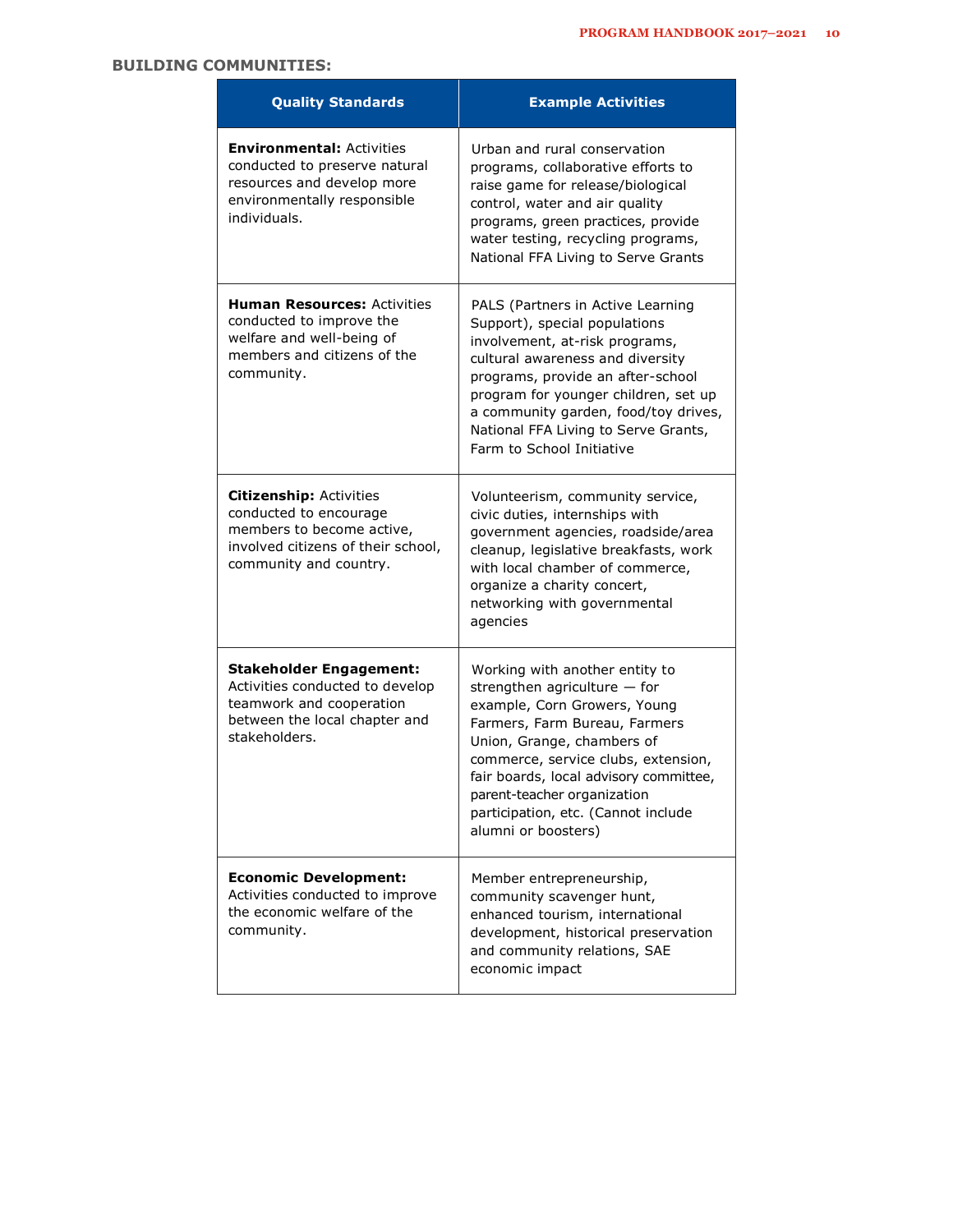## BUILDING COMMUNITIES:

| Quality Standards | Example Activities |
| --- | --- |
| **Environmental:** Activities conducted to preserve natural resources and develop more environmentally responsible individuals. | Urban and rural conservation programs, collaborative efforts to raise game for release/biological control, water and air quality programs, green practices, provide water testing, recycling programs, National FFA Living to Serve Grants |
| **Human Resources:** Activities conducted to improve the welfare and well-being of members and citizens of the community. | PALS (Partners in Active Learning Support), special populations involvement, at-risk programs, cultural awareness and diversity programs, provide an after-school program for younger children, set up a community garden, food/toy drives, National FFA Living to Serve Grants, Farm to School Initiative |
| **Citizenship:** Activities conducted to encourage members to become active, involved citizens of their school, community and country. | Volunteerism, community service, civic duties, internships with government agencies, roadside/area cleanup, legislative breakfasts, work with local chamber of commerce, organize a charity concert, networking with governmental agencies |
| **Stakeholder Engagement:** Activities conducted to develop teamwork and cooperation between the local chapter and stakeholders. | Working with another entity to strengthen agriculture — for example, Corn Growers, Young Farmers, Farm Bureau, Farmers Union, Grange, chambers of commerce, service clubs, extension, fair boards, local advisory committee, parent-teacher organization participation, etc. (Cannot include alumni or boosters) |
| **Economic Development:** Activities conducted to improve the economic welfare of the community. | Member entrepreneurship, community scavenger hunt, enhanced tourism, international development, historical preservation and community relations, SAE economic impact |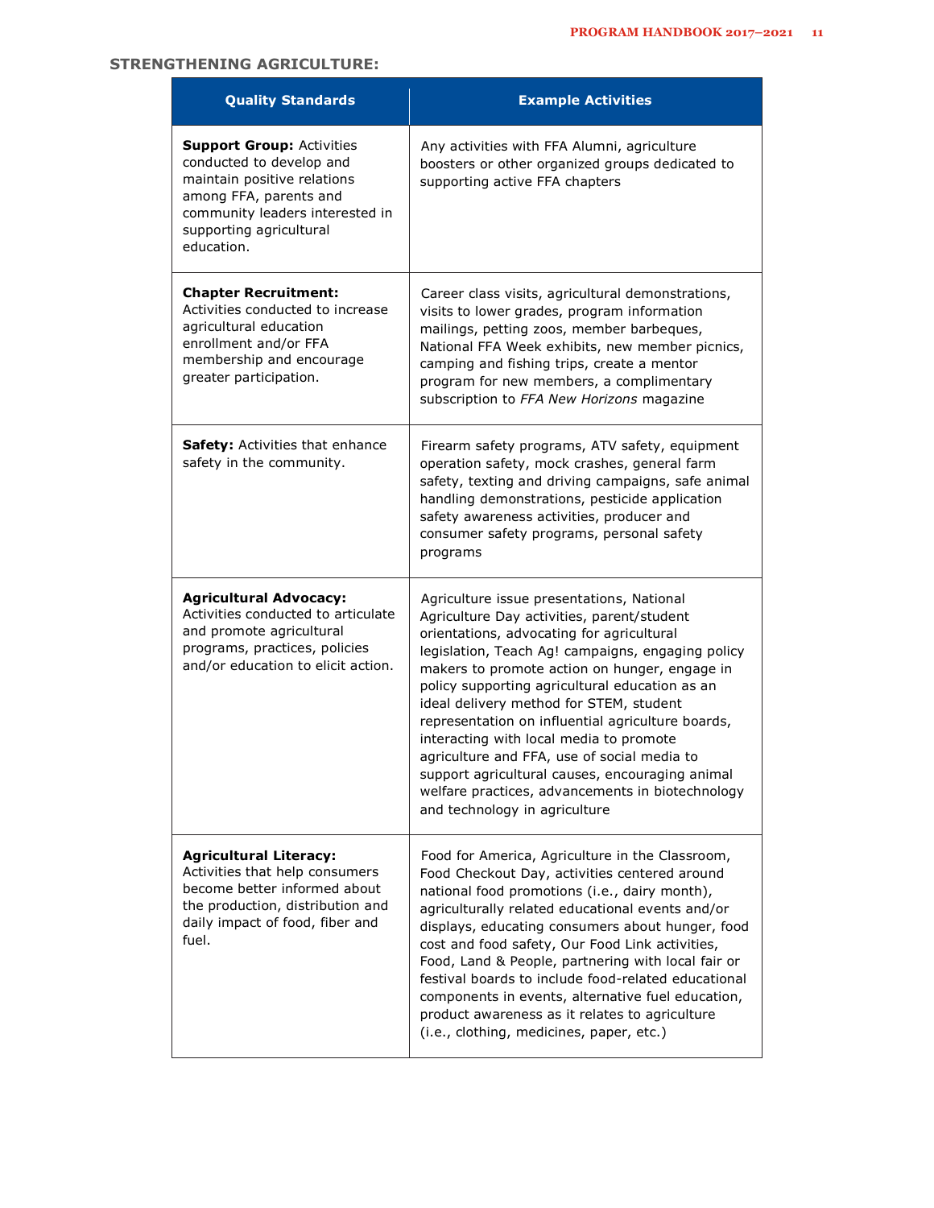## STRENGTHENING AGRICULTURE:

| Quality Standards | Example Activities |
| --- | --- |
| **Support Group:** Activities conducted to develop and maintain positive relations among FFA, parents and community leaders interested in supporting agricultural education. | Any activities with FFA Alumni, agriculture boosters or other organized groups dedicated to supporting active FFA chapters |
| **Chapter Recruitment:** Activities conducted to increase agricultural education enrollment and/or FFA membership and encourage greater participation. | Career class visits, agricultural demonstrations, visits to lower grades, program information mailings, petting zoos, member barbeques, National FFA Week exhibits, new member picnics, camping and fishing trips, create a mentor program for new members, a complimentary subscription to *FFA New Horizons* magazine |
| **Safety:** Activities that enhance safety in the community. | Firearm safety programs, ATV safety, equipment operation safety, mock crashes, general farm safety, texting and driving campaigns, safe animal handling demonstrations, pesticide application safety awareness activities, producer and consumer safety programs, personal safety programs |
| **Agricultural Advocacy:** Activities conducted to articulate and promote agricultural programs, practices, policies and/or education to elicit action. | Agriculture issue presentations, National Agriculture Day activities, parent/student orientations, advocating for agricultural legislation, Teach Ag! campaigns, engaging policy makers to promote action on hunger, engage in policy supporting agricultural education as an ideal delivery method for STEM, student representation on influential agriculture boards, interacting with local media to promote agriculture and FFA, use of social media to support agricultural causes, encouraging animal welfare practices, advancements in biotechnology and technology in agriculture |
| **Agricultural Literacy:** Activities that help consumers become better informed about the production, distribution and daily impact of food, fiber and fuel. | Food for America, Agriculture in the Classroom, Food Checkout Day, activities centered around national food promotions (i.e., dairy month), agriculturally related educational events and/or displays, educating consumers about hunger, food cost and food safety, Our Food Link activities, Food, Land & People, partnering with local fair or festival boards to include food-related educational components in events, alternative fuel education, product awareness as it relates to agriculture (i.e., clothing, medicines, paper, etc.) |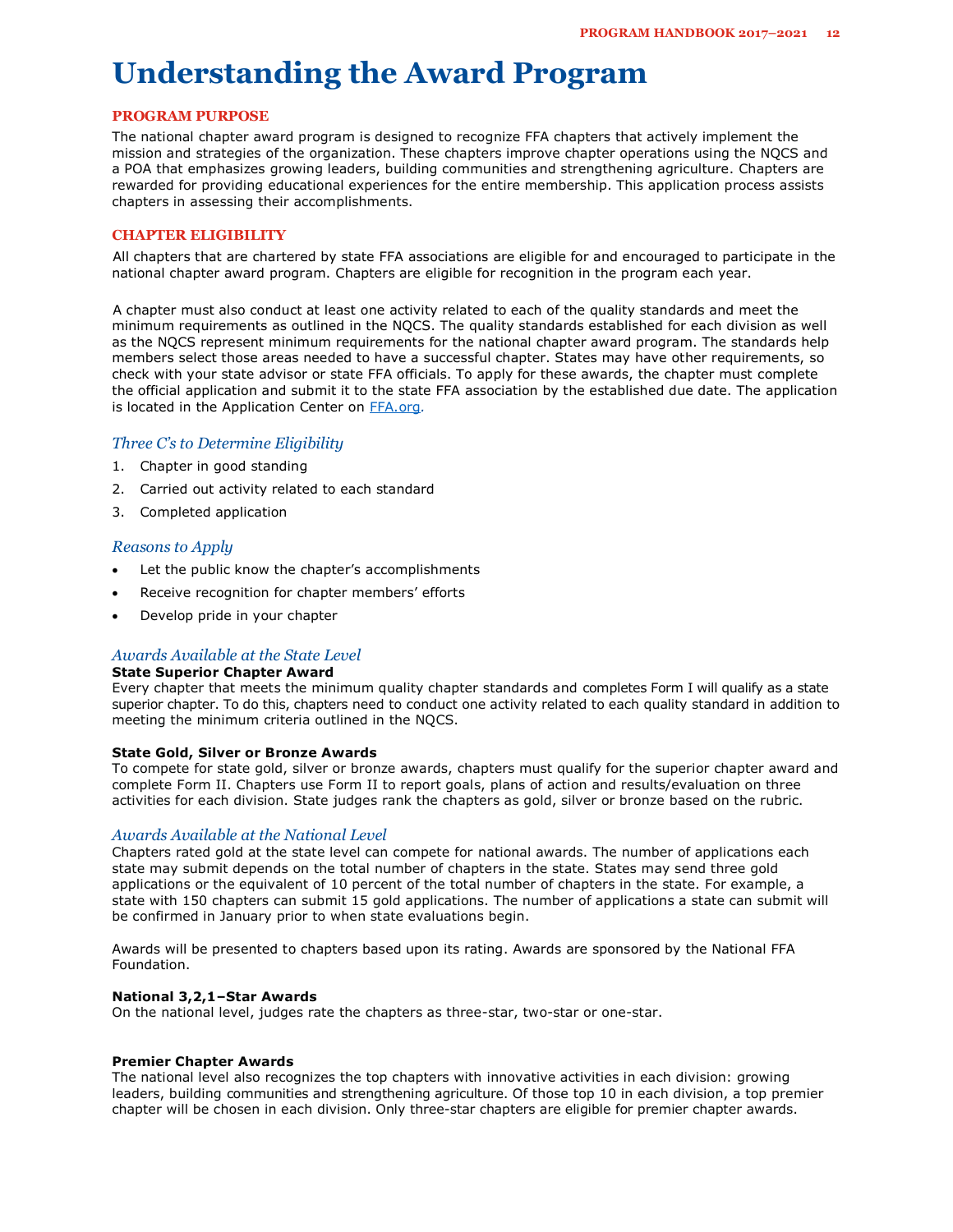# Understanding the Award Program

## PROGRAM PURPOSE

The national chapter award program is designed to recognize FFA chapters that actively implement the mission and strategies of the organization. These chapters improve chapter operations using the NQCS and a POA that emphasizes growing leaders, building communities and strengthening agriculture. Chapters are rewarded for providing educational experiences for the entire membership. This application process assists chapters in assessing their accomplishments.

## CHAPTER ELIGIBILITY

All chapters that are chartered by state FFA associations are eligible for and encouraged to participate in the national chapter award program. Chapters are eligible for recognition in the program each year.

A chapter must also conduct at least one activity related to each of the quality standards and meet the minimum requirements as outlined in the NQCS. The quality standards established for each division as well as the NQCS represent minimum requirements for the national chapter award program. The standards help members select those areas needed to have a successful chapter. States may have other requirements, so check with your state advisor or state FFA officials. To apply for these awards, the chapter must complete the official application and submit it to the state FFA association by the established due date. The application is located in the Application Center on FFA.org.

### *Three C's to Determine Eligibility*

1. Chapter in good standing
2. Carried out activity related to each standard
3. Completed application

### *Reasons to Apply*

- Let the public know the chapter's accomplishments
- Receive recognition for chapter members' efforts
- Develop pride in your chapter

### *Awards Available at the State Level*

**State Superior Chapter Award**

Every chapter that meets the minimum quality chapter standards and completes Form I will qualify as a state superior chapter. To do this, chapters need to conduct one activity related to each quality standard in addition to meeting the minimum criteria outlined in the NQCS.

**State Gold, Silver or Bronze Awards**

To compete for state gold, silver or bronze awards, chapters must qualify for the superior chapter award and complete Form II. Chapters use Form II to report goals, plans of action and results/evaluation on three activities for each division. State judges rank the chapters as gold, silver or bronze based on the rubric.

### *Awards Available at the National Level*

Chapters rated gold at the state level can compete for national awards. The number of applications each state may submit depends on the total number of chapters in the state. States may send three gold applications or the equivalent of 10 percent of the total number of chapters in the state. For example, a state with 150 chapters can submit 15 gold applications. The number of applications a state can submit will be confirmed in January prior to when state evaluations begin.

Awards will be presented to chapters based upon its rating. Awards are sponsored by the National FFA Foundation.

**National 3,2,1–Star Awards**

On the national level, judges rate the chapters as three-star, two-star or one-star.

**Premier Chapter Awards**

The national level also recognizes the top chapters with innovative activities in each division: growing leaders, building communities and strengthening agriculture. Of those top 10 in each division, a top premier chapter will be chosen in each division. Only three-star chapters are eligible for premier chapter awards.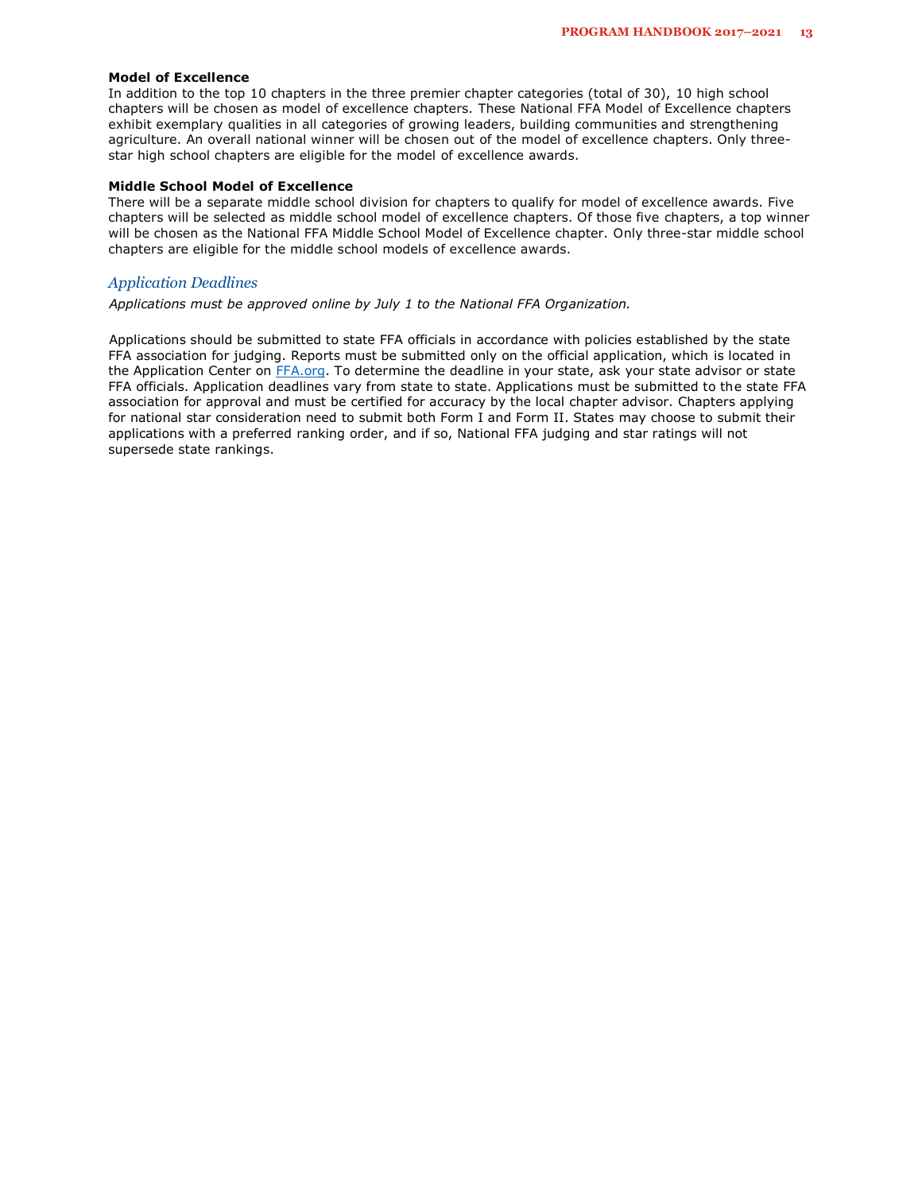### Model of Excellence

In addition to the top 10 chapters in the three premier chapter categories (total of 30), 10 high school chapters will be chosen as model of excellence chapters. These National FFA Model of Excellence chapters exhibit exemplary qualities in all categories of growing leaders, building communities and strengthening agriculture. An overall national winner will be chosen out of the model of excellence chapters. Only three-star high school chapters are eligible for the model of excellence awards.

### Middle School Model of Excellence

There will be a separate middle school division for chapters to qualify for model of excellence awards. Five chapters will be selected as middle school model of excellence chapters. Of those five chapters, a top winner will be chosen as the National FFA Middle School Model of Excellence chapter. Only three-star middle school chapters are eligible for the middle school models of excellence awards.

## *Application Deadlines*

*Applications must be approved online by July 1 to the National FFA Organization.*

Applications should be submitted to state FFA officials in accordance with policies established by the state FFA association for judging. Reports must be submitted only on the official application, which is located in the Application Center on [FFA.org](FFA.org). To determine the deadline in your state, ask your state advisor or state FFA officials. Application deadlines vary from state to state. Applications must be submitted to the state FFA association for approval and must be certified for accuracy by the local chapter advisor. Chapters applying for national star consideration need to submit both Form I and Form II. States may choose to submit their applications with a preferred ranking order, and if so, National FFA judging and star ratings will not supersede state rankings.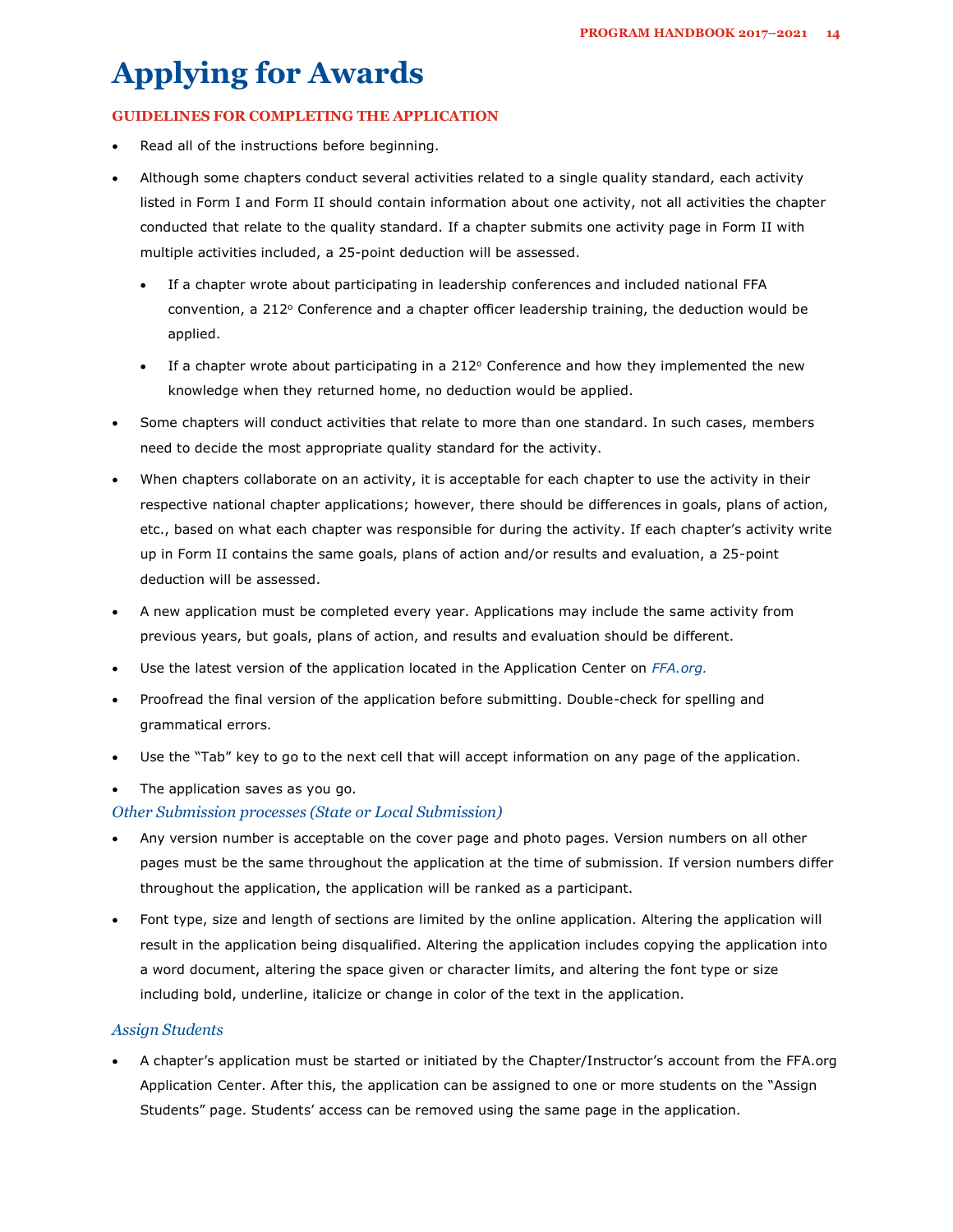# Applying for Awards

## GUIDELINES FOR COMPLETING THE APPLICATION

- Read all of the instructions before beginning.
- Although some chapters conduct several activities related to a single quality standard, each activity listed in Form I and Form II should contain information about one activity, not all activities the chapter conducted that relate to the quality standard. If a chapter submits one activity page in Form II with multiple activities included, a 25-point deduction will be assessed.
  - If a chapter wrote about participating in leadership conferences and included national FFA convention, a 212° Conference and a chapter officer leadership training, the deduction would be applied.
  - If a chapter wrote about participating in a 212° Conference and how they implemented the new knowledge when they returned home, no deduction would be applied.
- Some chapters will conduct activities that relate to more than one standard. In such cases, members need to decide the most appropriate quality standard for the activity.
- When chapters collaborate on an activity, it is acceptable for each chapter to use the activity in their respective national chapter applications; however, there should be differences in goals, plans of action, etc., based on what each chapter was responsible for during the activity. If each chapter's activity write up in Form II contains the same goals, plans of action and/or results and evaluation, a 25-point deduction will be assessed.
- A new application must be completed every year. Applications may include the same activity from previous years, but goals, plans of action, and results and evaluation should be different.
- Use the latest version of the application located in the Application Center on *FFA.org.*
- Proofread the final version of the application before submitting. Double-check for spelling and grammatical errors.
- Use the "Tab" key to go to the next cell that will accept information on any page of the application.
- The application saves as you go.

### *Other Submission processes (State or Local Submission)*

- Any version number is acceptable on the cover page and photo pages. Version numbers on all other pages must be the same throughout the application at the time of submission. If version numbers differ throughout the application, the application will be ranked as a participant.
- Font type, size and length of sections are limited by the online application. Altering the application will result in the application being disqualified. Altering the application includes copying the application into a word document, altering the space given or character limits, and altering the font type or size including bold, underline, italicize or change in color of the text in the application.

### *Assign Students*

- A chapter's application must be started or initiated by the Chapter/Instructor's account from the FFA.org Application Center. After this, the application can be assigned to one or more students on the "Assign Students" page. Students' access can be removed using the same page in the application.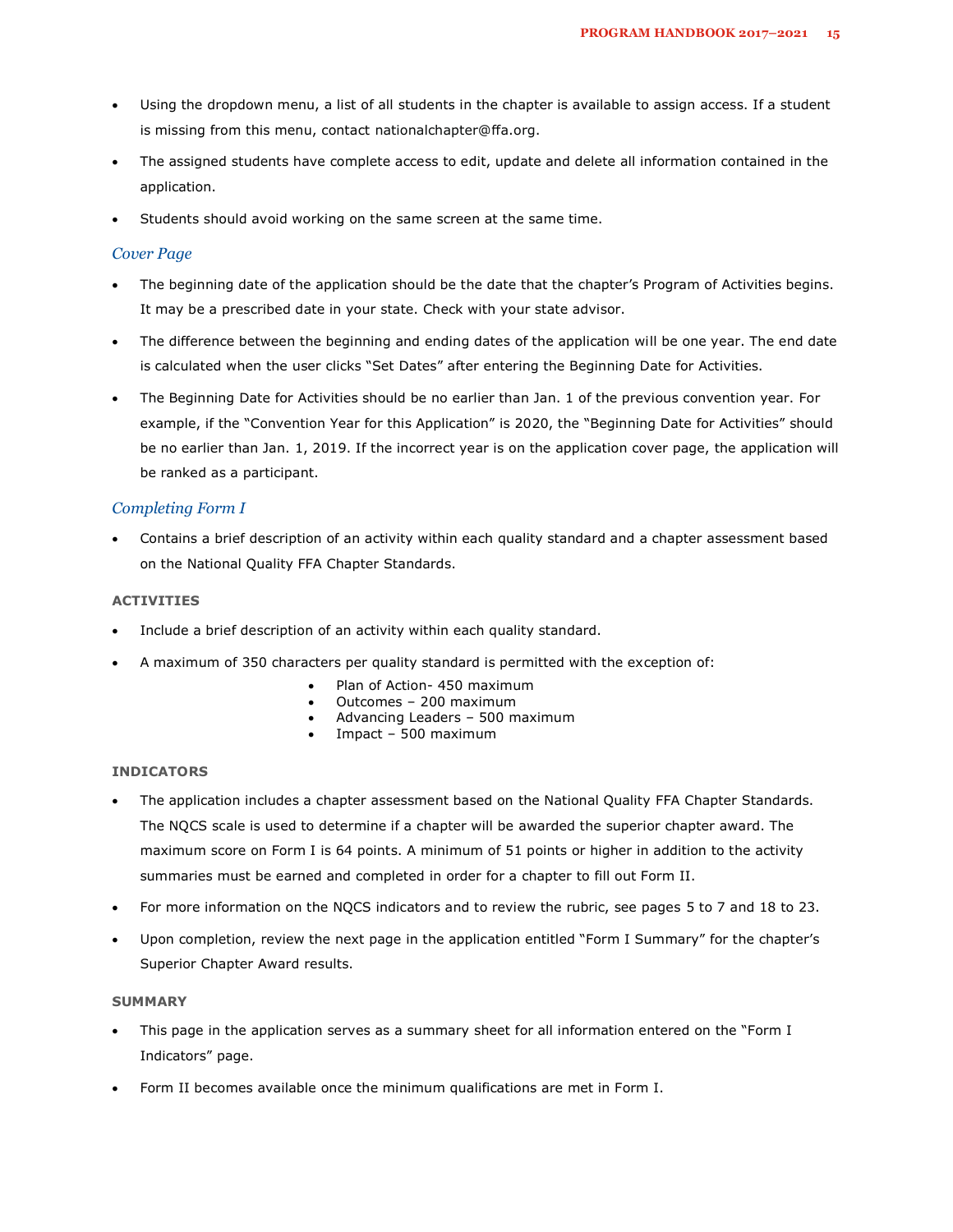- Using the dropdown menu, a list of all students in the chapter is available to assign access. If a student is missing from this menu, contact nationalchapter@ffa.org.
- The assigned students have complete access to edit, update and delete all information contained in the application.
- Students should avoid working on the same screen at the same time.

### *Cover Page*

- The beginning date of the application should be the date that the chapter's Program of Activities begins. It may be a prescribed date in your state. Check with your state advisor.
- The difference between the beginning and ending dates of the application will be one year. The end date is calculated when the user clicks "Set Dates" after entering the Beginning Date for Activities.
- The Beginning Date for Activities should be no earlier than Jan. 1 of the previous convention year. For example, if the "Convention Year for this Application" is 2020, the "Beginning Date for Activities" should be no earlier than Jan. 1, 2019. If the incorrect year is on the application cover page, the application will be ranked as a participant.

### *Completing Form I*

- Contains a brief description of an activity within each quality standard and a chapter assessment based on the National Quality FFA Chapter Standards.

#### ACTIVITIES

- Include a brief description of an activity within each quality standard.
- A maximum of 350 characters per quality standard is permitted with the exception of:
    - Plan of Action- 450 maximum
    - Outcomes – 200 maximum
    - Advancing Leaders – 500 maximum
    - Impact – 500 maximum

#### INDICATORS

- The application includes a chapter assessment based on the National Quality FFA Chapter Standards. The NQCS scale is used to determine if a chapter will be awarded the superior chapter award. The maximum score on Form I is 64 points. A minimum of 51 points or higher in addition to the activity summaries must be earned and completed in order for a chapter to fill out Form II.
- For more information on the NQCS indicators and to review the rubric, see pages 5 to 7 and 18 to 23.
- Upon completion, review the next page in the application entitled "Form I Summary" for the chapter's Superior Chapter Award results.

#### SUMMARY

- This page in the application serves as a summary sheet for all information entered on the "Form I Indicators" page.
- Form II becomes available once the minimum qualifications are met in Form I.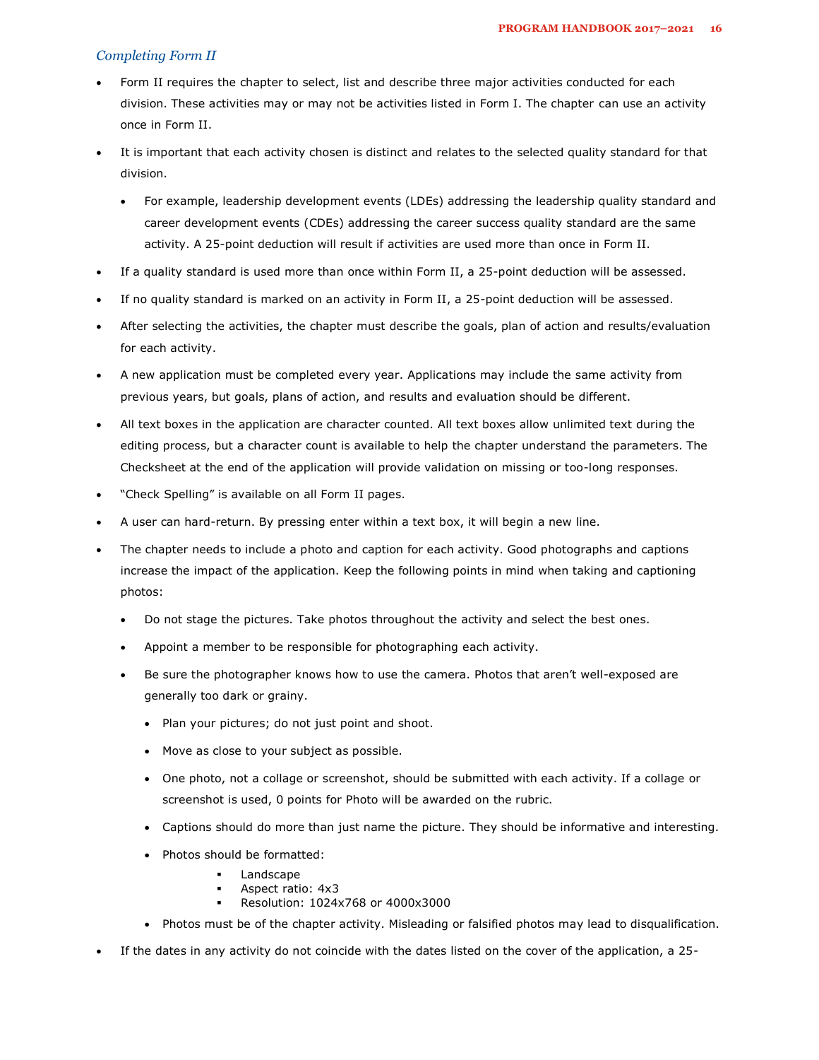### *Completing Form II*

- Form II requires the chapter to select, list and describe three major activities conducted for each division. These activities may or may not be activities listed in Form I. The chapter can use an activity once in Form II.
- It is important that each activity chosen is distinct and relates to the selected quality standard for that division.
  - For example, leadership development events (LDEs) addressing the leadership quality standard and career development events (CDEs) addressing the career success quality standard are the same activity. A 25-point deduction will result if activities are used more than once in Form II.
- If a quality standard is used more than once within Form II, a 25-point deduction will be assessed.
- If no quality standard is marked on an activity in Form II, a 25-point deduction will be assessed.
- After selecting the activities, the chapter must describe the goals, plan of action and results/evaluation for each activity.
- A new application must be completed every year. Applications may include the same activity from previous years, but goals, plans of action, and results and evaluation should be different.
- All text boxes in the application are character counted. All text boxes allow unlimited text during the editing process, but a character count is available to help the chapter understand the parameters. The Checksheet at the end of the application will provide validation on missing or too-long responses.
- "Check Spelling" is available on all Form II pages.
- A user can hard-return. By pressing enter within a text box, it will begin a new line.
- The chapter needs to include a photo and caption for each activity. Good photographs and captions increase the impact of the application. Keep the following points in mind when taking and captioning photos:
  - Do not stage the pictures. Take photos throughout the activity and select the best ones.
  - Appoint a member to be responsible for photographing each activity.
  - Be sure the photographer knows how to use the camera. Photos that aren't well-exposed are generally too dark or grainy.
    - Plan your pictures; do not just point and shoot.
    - Move as close to your subject as possible.
    - One photo, not a collage or screenshot, should be submitted with each activity. If a collage or screenshot is used, 0 points for Photo will be awarded on the rubric.
    - Captions should do more than just name the picture. They should be informative and interesting.
    - Photos should be formatted:
      - Landscape
      - Aspect ratio: 4x3
      - Resolution: 1024x768 or 4000x3000
    - Photos must be of the chapter activity. Misleading or falsified photos may lead to disqualification.
- If the dates in any activity do not coincide with the dates listed on the cover of the application, a 25-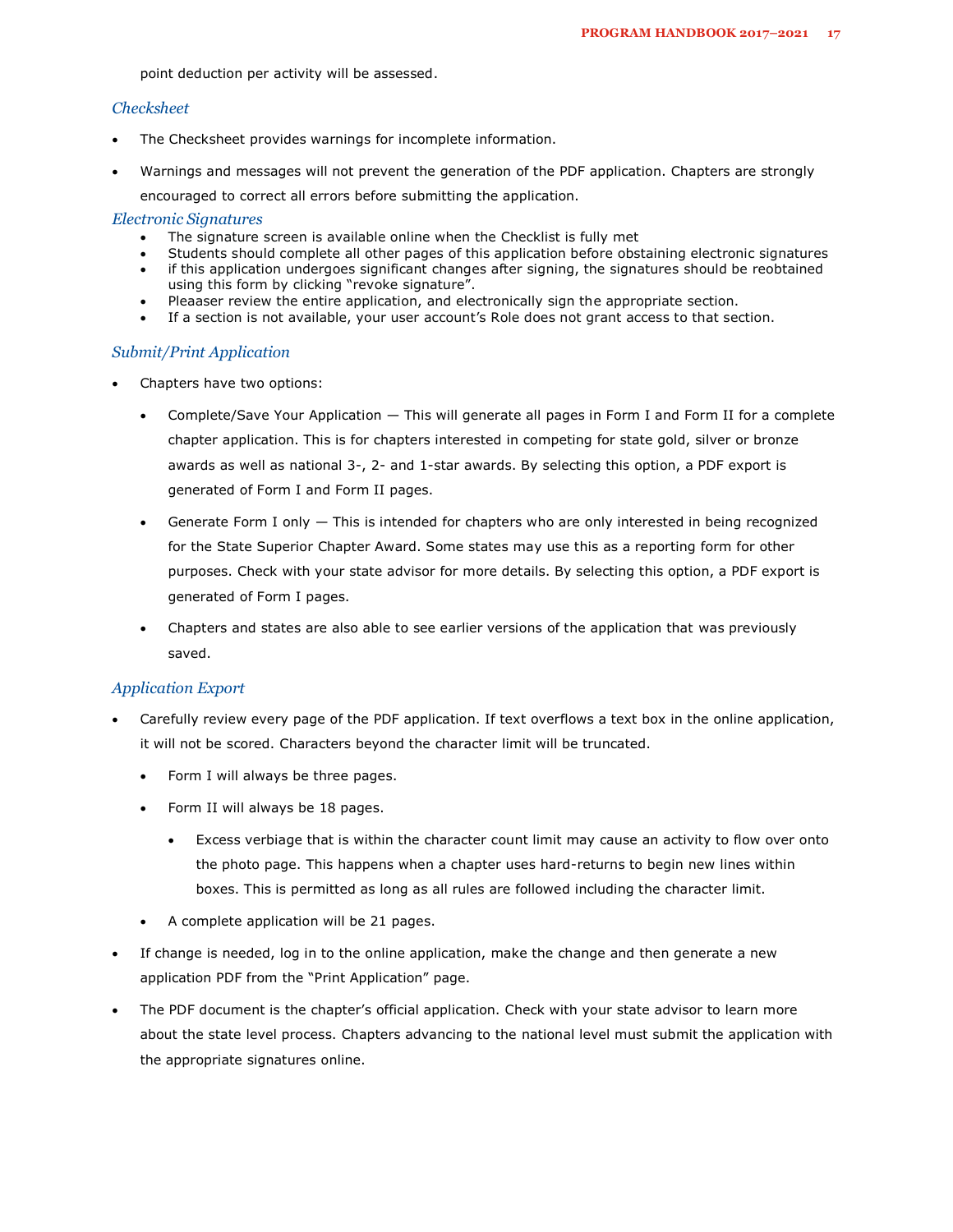point deduction per activity will be assessed.

### *Checksheet*

- The Checksheet provides warnings for incomplete information.
- Warnings and messages will not prevent the generation of the PDF application. Chapters are strongly encouraged to correct all errors before submitting the application.

### *Electronic Signatures*

- The signature screen is available online when the Checklist is fully met
- Students should complete all other pages of this application before obstaining electronic signatures
- if this application undergoes significant changes after signing, the signatures should be reobtained using this form by clicking "revoke signature".
- Pleaaser review the entire application, and electronically sign the appropriate section.
- If a section is not available, your user account's Role does not grant access to that section.

### *Submit/Print Application*

- Chapters have two options:
    - Complete/Save Your Application — This will generate all pages in Form I and Form II for a complete chapter application. This is for chapters interested in competing for state gold, silver or bronze awards as well as national 3-, 2- and 1-star awards. By selecting this option, a PDF export is generated of Form I and Form II pages.
    - Generate Form I only — This is intended for chapters who are only interested in being recognized for the State Superior Chapter Award. Some states may use this as a reporting form for other purposes. Check with your state advisor for more details. By selecting this option, a PDF export is generated of Form I pages.
    - Chapters and states are also able to see earlier versions of the application that was previously saved.

### *Application Export*

- Carefully review every page of the PDF application. If text overflows a text box in the online application, it will not be scored. Characters beyond the character limit will be truncated.
    - Form I will always be three pages.
    - Form II will always be 18 pages.
        - Excess verbiage that is within the character count limit may cause an activity to flow over onto the photo page. This happens when a chapter uses hard-returns to begin new lines within boxes. This is permitted as long as all rules are followed including the character limit.
    - A complete application will be 21 pages.
- If change is needed, log in to the online application, make the change and then generate a new application PDF from the "Print Application" page.
- The PDF document is the chapter's official application. Check with your state advisor to learn more about the state level process. Chapters advancing to the national level must submit the application with the appropriate signatures online.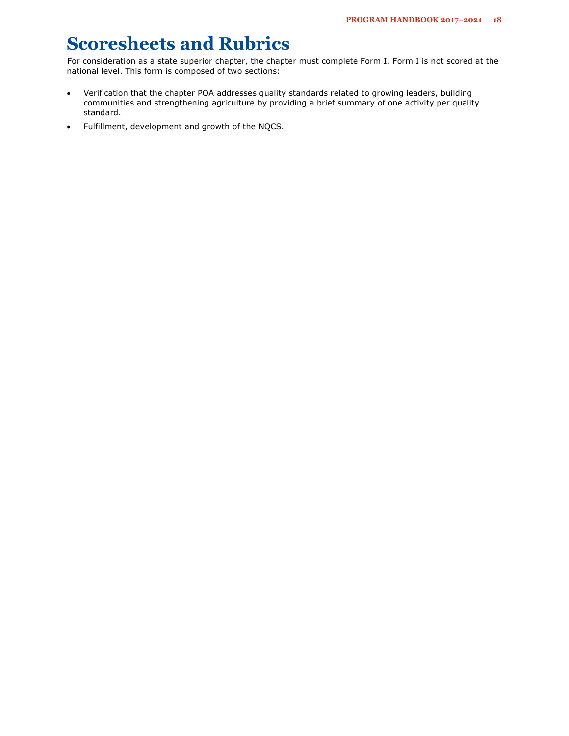# Scoresheets and Rubrics

For consideration as a state superior chapter, the chapter must complete Form I. Form I is not scored at the national level. This form is composed of two sections:

- Verification that the chapter POA addresses quality standards related to growing leaders, building communities and strengthening agriculture by providing a brief summary of one activity per quality standard.
- Fulfillment, development and growth of the NQCS.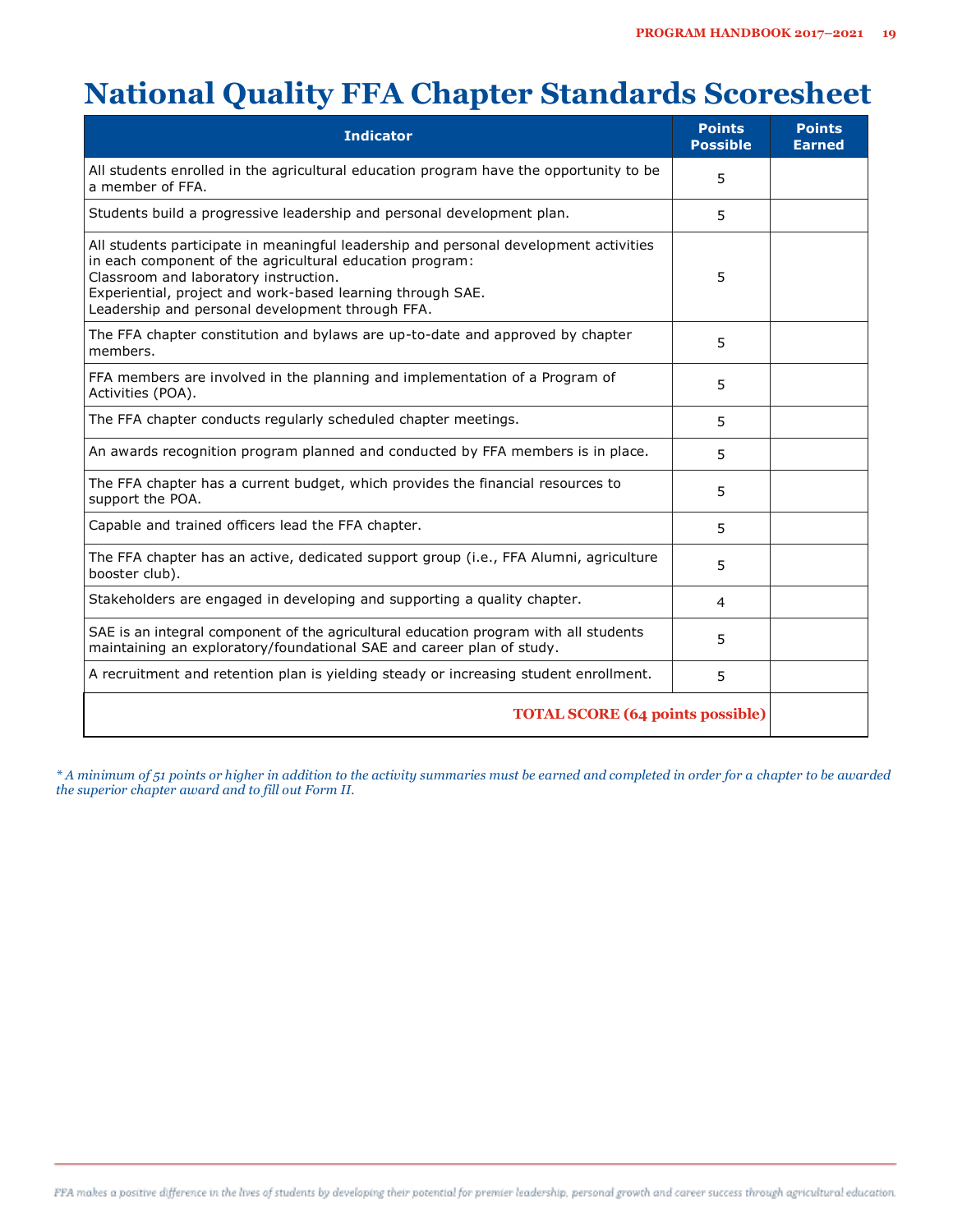# National Quality FFA Chapter Standards Scoresheet

| Indicator | Points Possible | Points Earned |
|---|---|---|
| All students enrolled in the agricultural education program have the opportunity to be a member of FFA. | 5 | |
| Students build a progressive leadership and personal development plan. | 5 | |
| All students participate in meaningful leadership and personal development activities in each component of the agricultural education program:<br>Classroom and laboratory instruction.<br>Experiential, project and work-based learning through SAE.<br>Leadership and personal development through FFA. | 5 | |
| The FFA chapter constitution and bylaws are up-to-date and approved by chapter members. | 5 | |
| FFA members are involved in the planning and implementation of a Program of Activities (POA). | 5 | |
| The FFA chapter conducts regularly scheduled chapter meetings. | 5 | |
| An awards recognition program planned and conducted by FFA members is in place. | 5 | |
| The FFA chapter has a current budget, which provides the financial resources to support the POA. | 5 | |
| Capable and trained officers lead the FFA chapter. | 5 | |
| The FFA chapter has an active, dedicated support group (i.e., FFA Alumni, agriculture booster club). | 5 | |
| Stakeholders are engaged in developing and supporting a quality chapter. | 4 | |
| SAE is an integral component of the agricultural education program with all students maintaining an exploratory/foundational SAE and career plan of study. | 5 | |
| A recruitment and retention plan is yielding steady or increasing student enrollment. | 5 | |
| **TOTAL SCORE (64 points possible)** | | |

*\* A minimum of 51 points or higher in addition to the activity summaries must be earned and completed in order for a chapter to be awarded the superior chapter award and to fill out Form II.*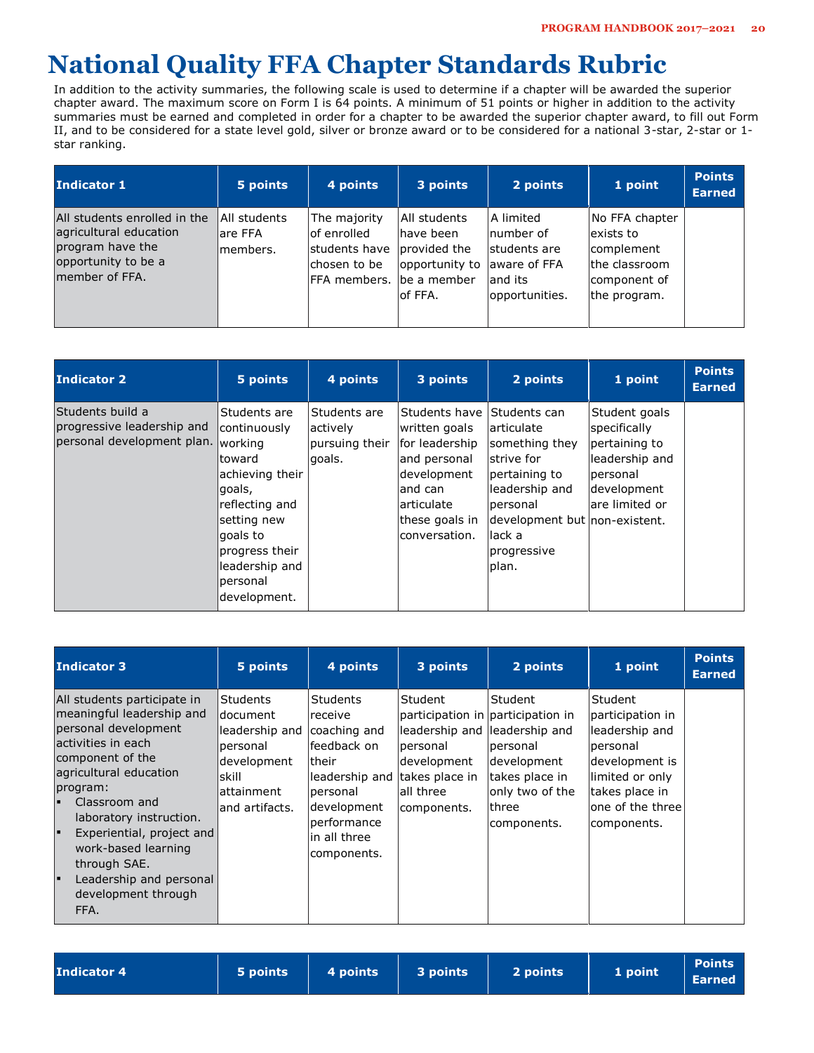# National Quality FFA Chapter Standards Rubric

In addition to the activity summaries, the following scale is used to determine if a chapter will be awarded the superior chapter award. The maximum score on Form I is 64 points. A minimum of 51 points or higher in addition to the activity summaries must be earned and completed in order for a chapter to be awarded the superior chapter award, to fill out Form II, and to be considered for a state level gold, silver or bronze award or to be considered for a national 3-star, 2-star or 1-star ranking.

| Indicator 1 | 5 points | 4 points | 3 points | 2 points | 1 point | Points Earned |
|---|---|---|---|---|---|---|
| All students enrolled in the agricultural education program have the opportunity to be a member of FFA. | All students are FFA members. | The majority of enrolled students have chosen to be FFA members. | All students have been provided the opportunity to be a member of FFA. | A limited number of students are aware of FFA and its opportunities. | No FFA chapter exists to complement the classroom component of the program. | |

| Indicator 2 | 5 points | 4 points | 3 points | 2 points | 1 point | Points Earned |
|---|---|---|---|---|---|---|
| Students build a progressive leadership and personal development plan. | Students are continuously working toward achieving their goals, reflecting and setting new goals to progress their leadership and personal development. | Students are actively pursuing their goals. | Students have written goals for leadership and personal development and can articulate these goals in conversation. | Students can articulate something they strive for pertaining to leadership and personal development but lack a progressive plan. | Student goals specifically pertaining to leadership and personal development are limited or non-existent. | |

| Indicator 3 | 5 points | 4 points | 3 points | 2 points | 1 point | Points Earned |
|---|---|---|---|---|---|---|
| All students participate in meaningful leadership and personal development activities in each component of the agricultural education program:<br>▪ Classroom and laboratory instruction.<br>▪ Experiential, project and work-based learning through SAE.<br>▪ Leadership and personal development through FFA. | Students document leadership and personal development skill attainment and artifacts. | Students receive coaching and feedback on their leadership and personal development performance in all three components. | Student participation in leadership and personal development takes place in all three components. | Student participation in leadership and personal development takes place in only two of the three components. | Student participation in leadership and personal development is limited or only takes place in one of the three components. | |

| Indicator 4 | 5 points | 4 points | 3 points | 2 points | 1 point | Points Earned |
|---|---|---|---|---|---|---|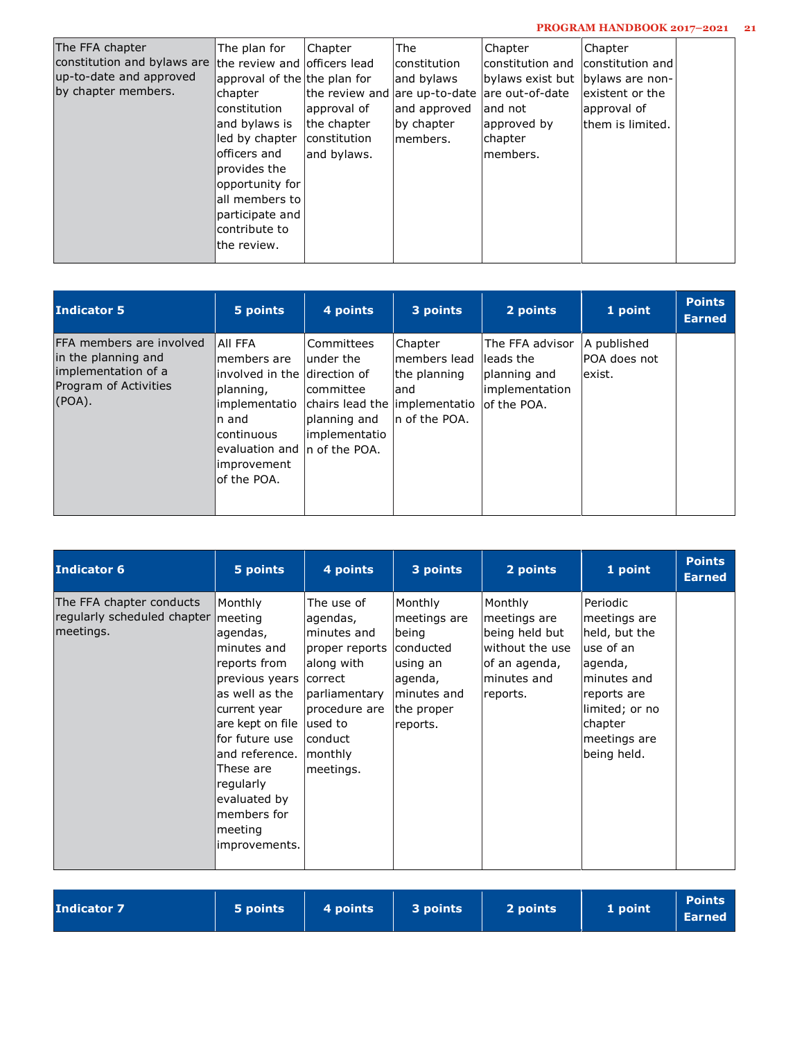| | | | | | | |
|---|---|---|---|---|---|---|
| The FFA chapter constitution and bylaws are up-to-date and approved by chapter members. | The plan for the review and approval of the chapter constitution and bylaws is led by chapter officers and provides the opportunity for all members to participate and contribute to the review. | Chapter officers lead the plan for the review and approval of the chapter constitution and bylaws. | The constitution and bylaws are up-to-date and approved by chapter members. | Chapter constitution and bylaws exist but are out-of-date and not approved by chapter members. | Chapter constitution and bylaws are non-existent or the approval of them is limited. | |

| Indicator 5 | 5 points | 4 points | 3 points | 2 points | 1 point | Points Earned |
|---|---|---|---|---|---|---|
| FFA members are involved in the planning and implementation of a Program of Activities (POA). | All FFA members are involved in the planning, implementation and continuous evaluation and improvement of the POA. | Committees under the direction of committee chairs lead the planning and implementation of the POA. | Chapter members lead the planning and implementation of the POA. | The FFA advisor leads the planning and implementation of the POA. | A published POA does not exist. | |

| Indicator 6 | 5 points | 4 points | 3 points | 2 points | 1 point | Points Earned |
|---|---|---|---|---|---|---|
| The FFA chapter conducts regularly scheduled chapter meetings. | Monthly meeting agendas, minutes and reports from previous years as well as the current year are kept on file for future use and reference. These are regularly evaluated by members for meeting improvements. | The use of agendas, minutes and proper reports along with correct parliamentary procedure are used to conduct monthly meetings. | Monthly meetings are being conducted using an agenda, minutes and the proper reports. | Monthly meetings are being held but without the use of an agenda, minutes and reports. | Periodic meetings are held, but the use of an agenda, minutes and reports are limited; or no chapter meetings are being held. | |

| Indicator 7 | 5 points | 4 points | 3 points | 2 points | 1 point | Points Earned |
|---|---|---|---|---|---|---|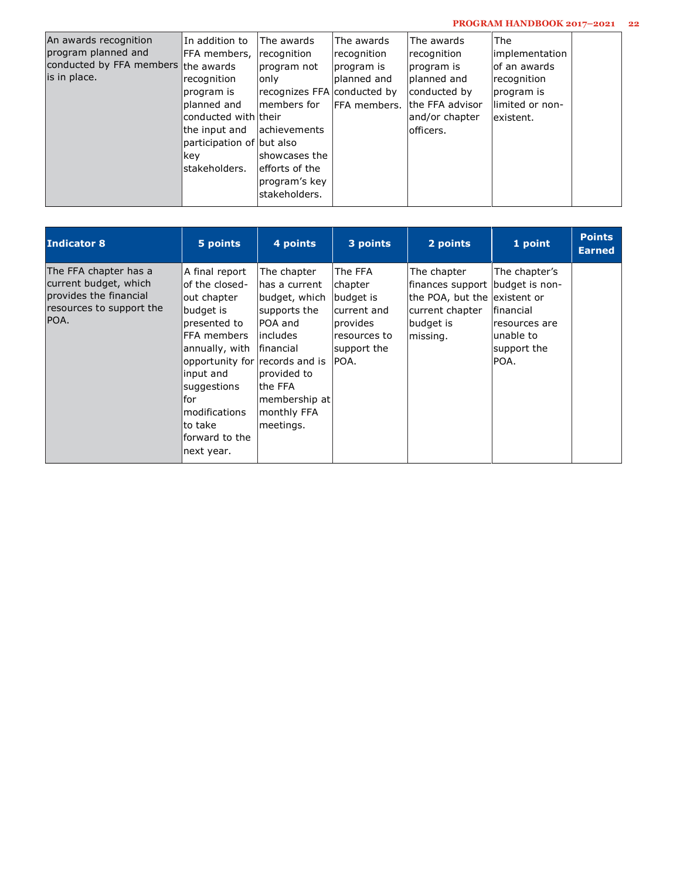| | | | | | | |
|---|---|---|---|---|---|---|
| An awards recognition program planned and conducted by FFA members is in place. | In addition to FFA members, the awards recognition program is planned and conducted with the input and participation of key stakeholders. | The awards recognition program not only recognizes FFA members for their achievements but also showcases the efforts of the program's key stakeholders. | The awards recognition program is planned and conducted by FFA members. | The awards recognition program is planned and conducted by the FFA advisor and/or chapter officers. | The implementation of an awards recognition program is limited or non-existent. | |

| Indicator 8 | 5 points | 4 points | 3 points | 2 points | 1 point | Points Earned |
|---|---|---|---|---|---|---|
| The FFA chapter has a current budget, which provides the financial resources to support the POA. | A final report of the closed-out chapter budget is presented to FFA members annually, with opportunity for input and suggestions for modifications to take forward to the next year. | The chapter has a current budget, which supports the POA and includes financial records and is provided to the FFA membership at monthly FFA meetings. | The FFA chapter budget is current and provides resources to support the POA. | The chapter finances support the POA, but the current chapter budget is missing. | The chapter's budget is non-existent or financial resources are unable to support the POA. | |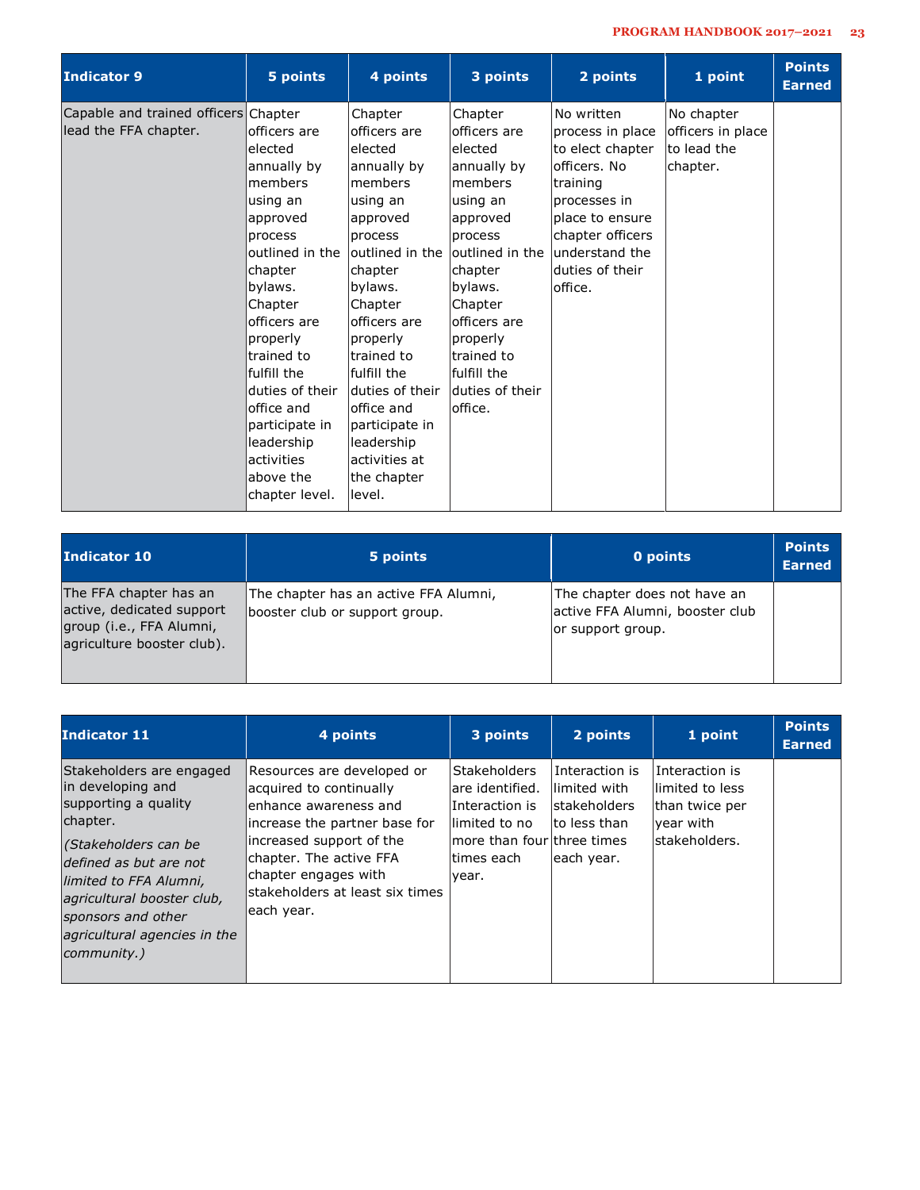| Indicator 9 | 5 points | 4 points | 3 points | 2 points | 1 point | Points Earned |
|---|---|---|---|---|---|---|
| Capable and trained officers lead the FFA chapter. | Chapter officers are elected annually by members using an approved process outlined in the chapter bylaws. Chapter officers are properly trained to fulfill the duties of their office and participate in leadership activities above the chapter level. | Chapter officers are elected annually by members using an approved process outlined in the chapter bylaws. Chapter officers are properly trained to fulfill the duties of their office and participate in leadership activities at the chapter level. | Chapter officers are elected annually by members using an approved process outlined in the chapter bylaws. Chapter officers are properly trained to fulfill the duties of their office. | No written process in place to elect chapter officers. No training processes in place to ensure chapter officers understand the duties of their office. | No chapter officers in place to lead the chapter. | |

| Indicator 10 | 5 points | 0 points | Points Earned |
|---|---|---|---|
| The FFA chapter has an active, dedicated support group (i.e., FFA Alumni, agriculture booster club). | The chapter has an active FFA Alumni, booster club or support group. | The chapter does not have an active FFA Alumni, booster club or support group. | |

| Indicator 11 | 4 points | 3 points | 2 points | 1 point | Points Earned |
|---|---|---|---|---|---|
| Stakeholders are engaged in developing and supporting a quality chapter. *(Stakeholders can be defined as but are not limited to FFA Alumni, agricultural booster club, sponsors and other agricultural agencies in the community.)* | Resources are developed or acquired to continually enhance awareness and increase the partner base for increased support of the chapter. The active FFA chapter engages with stakeholders at least six times each year. | Stakeholders are identified. Interaction is limited to no more than four times each year. | Interaction is limited with stakeholders to less than three times each year. | Interaction is limited to less than twice per year with stakeholders. | |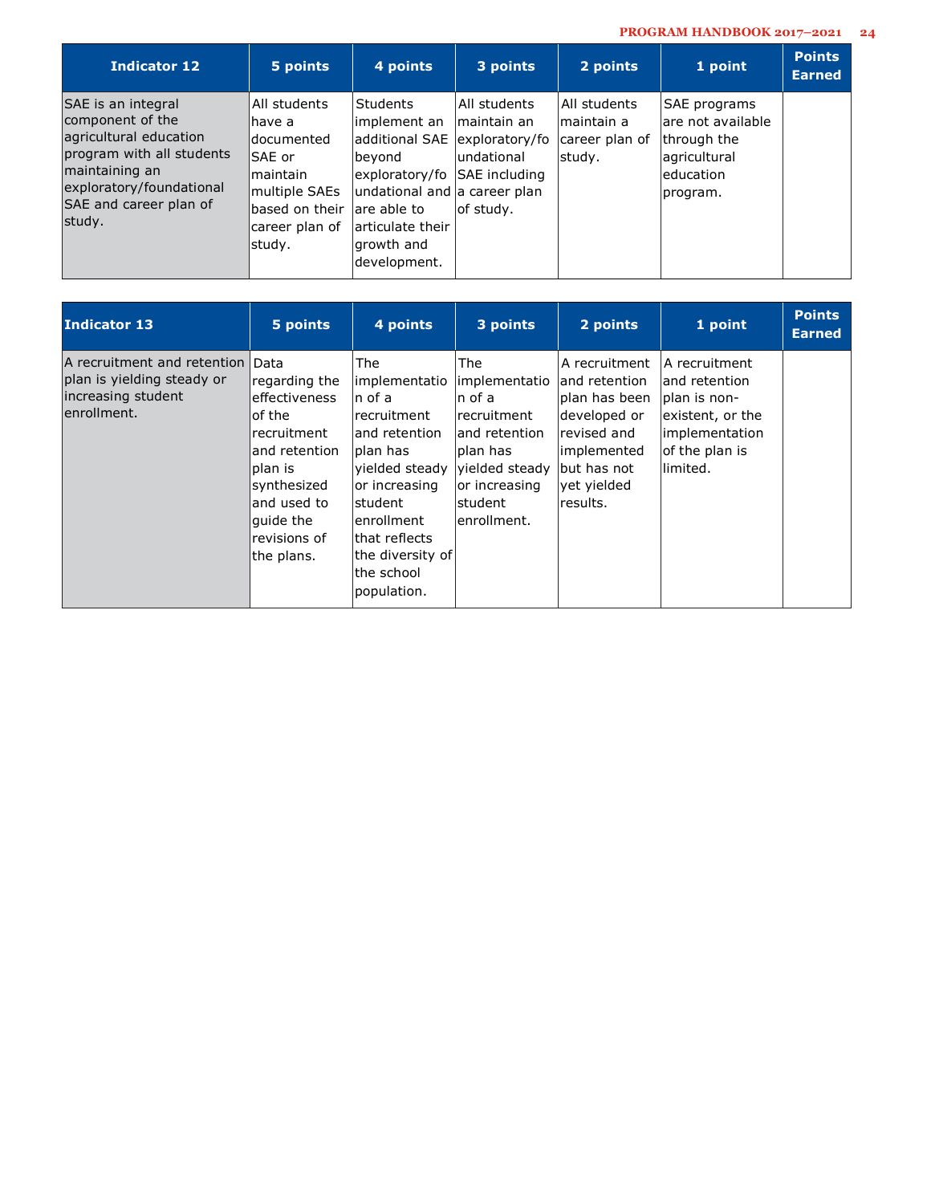| Indicator 12 | 5 points | 4 points | 3 points | 2 points | 1 point | Points Earned |
|---|---|---|---|---|---|---|
| SAE is an integral component of the agricultural education program with all students maintaining an exploratory/foundational SAE and career plan of study. | All students have a documented SAE or maintain multiple SAEs based on their career plan of study. | Students implement an additional SAE beyond exploratory/foundational and are able to articulate their growth and development. | All students maintain an exploratory/foundational SAE including a career plan of study. | All students maintain a career plan of study. | SAE programs are not available through the agricultural education program. | |

| Indicator 13 | 5 points | 4 points | 3 points | 2 points | 1 point | Points Earned |
|---|---|---|---|---|---|---|
| A recruitment and retention plan is yielding steady or increasing student enrollment. | Data regarding the effectiveness of the recruitment and retention plan is synthesized and used to guide the revisions of the plans. | The implementation of a recruitment and retention plan has yielded steady or increasing student enrollment that reflects the diversity of the school population. | The implementation of a recruitment and retention plan has yielded steady or increasing student enrollment. | A recruitment and retention plan has been developed or revised and implemented but has not yet yielded results. | A recruitment and retention plan is non-existent, or the implementation of the plan is limited. | |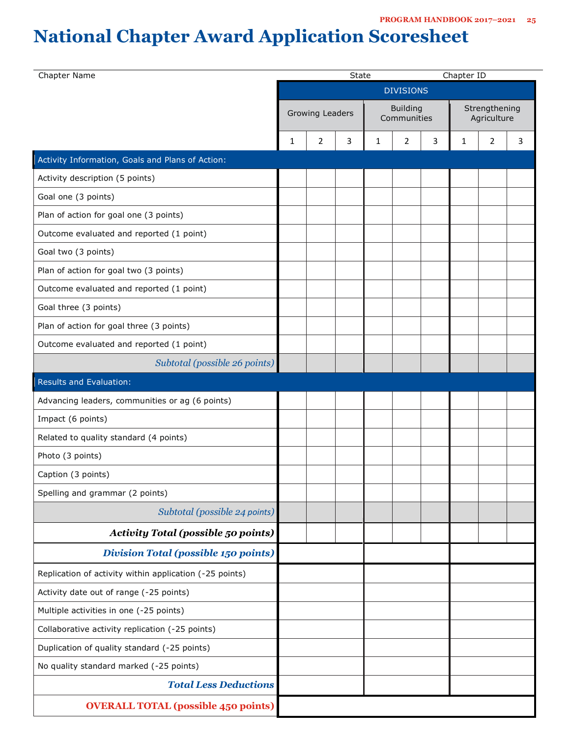# National Chapter Award Application Scoresheet

Chapter Name State Chapter ID

| | DIVISIONS | | | | | | | | |
|---|---|---|---|---|---|---|---|---|---|
| | Growing Leaders | | | Building Communities | | | Strengthening Agriculture | | |
| | 1 | 2 | 3 | 1 | 2 | 3 | 1 | 2 | 3 |
| **Activity Information, Goals and Plans of Action:** | | | | | | | | | |
| Activity description (5 points) | | | | | | | | | |
| Goal one (3 points) | | | | | | | | | |
| Plan of action for goal one (3 points) | | | | | | | | | |
| Outcome evaluated and reported (1 point) | | | | | | | | | |
| Goal two (3 points) | | | | | | | | | |
| Plan of action for goal two (3 points) | | | | | | | | | |
| Outcome evaluated and reported (1 point) | | | | | | | | | |
| Goal three (3 points) | | | | | | | | | |
| Plan of action for goal three (3 points) | | | | | | | | | |
| Outcome evaluated and reported (1 point) | | | | | | | | | |
| *Subtotal (possible 26 points)* | | | | | | | | | |
| **Results and Evaluation:** | | | | | | | | | |
| Advancing leaders, communities or ag (6 points) | | | | | | | | | |
| Impact (6 points) | | | | | | | | | |
| Related to quality standard (4 points) | | | | | | | | | |
| Photo (3 points) | | | | | | | | | |
| Caption (3 points) | | | | | | | | | |
| Spelling and grammar (2 points) | | | | | | | | | |
| *Subtotal (possible 24 points)* | | | | | | | | | |
| ***Activity Total (possible 50 points)*** | | | | | | | | | |
| ***Division Total (possible 150 points)*** | | | | | | | | | |
| Replication of activity within application (-25 points) | | | | | | | | | |
| Activity date out of range (-25 points) | | | | | | | | | |
| Multiple activities in one (-25 points) | | | | | | | | | |
| Collaborative activity replication (-25 points) | | | | | | | | | |
| Duplication of quality standard (-25 points) | | | | | | | | | |
| No quality standard marked (-25 points) | | | | | | | | | |
| ***Total Less Deductions*** | | | | | | | | | |
| **OVERALL TOTAL (possible 450 points)** | | | | | | | | | |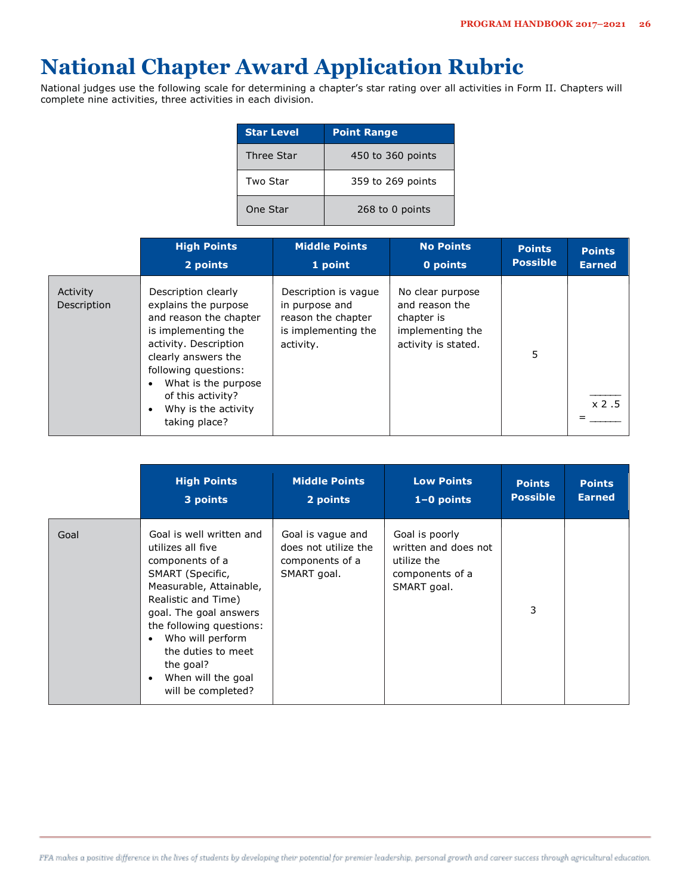# National Chapter Award Application Rubric

National judges use the following scale for determining a chapter's star rating over all activities in Form II. Chapters will complete nine activities, three activities in each division.

| Star Level | Point Range |
|---|---|
| Three Star | 450 to 360 points |
| Two Star | 359 to 269 points |
| One Star | 268 to 0 points |

| | High Points 2 points | Middle Points 1 point | No Points 0 points | Points Possible | Points Earned |
|---|---|---|---|---|---|
| Activity Description | Description clearly explains the purpose and reason the chapter is implementing the activity. Description clearly answers the following questions: <br>• What is the purpose of this activity? <br>• Why is the activity taking place? | Description is vague in purpose and reason the chapter is implementing the activity. | No clear purpose and reason the chapter is implementing the activity is stated. | 5 | _____ x 2 .5 = _____ |

| | High Points 3 points | Middle Points 2 points | Low Points 1–0 points | Points Possible | Points Earned |
|---|---|---|---|---|---|
| Goal | Goal is well written and utilizes all five components of a SMART (Specific, Measurable, Attainable, Realistic and Time) goal. The goal answers the following questions: <br>• Who will perform the duties to meet the goal? <br>• When will the goal will be completed? | Goal is vague and does not utilize the components of a SMART goal. | Goal is poorly written and does not utilize the components of a SMART goal. | 3 | |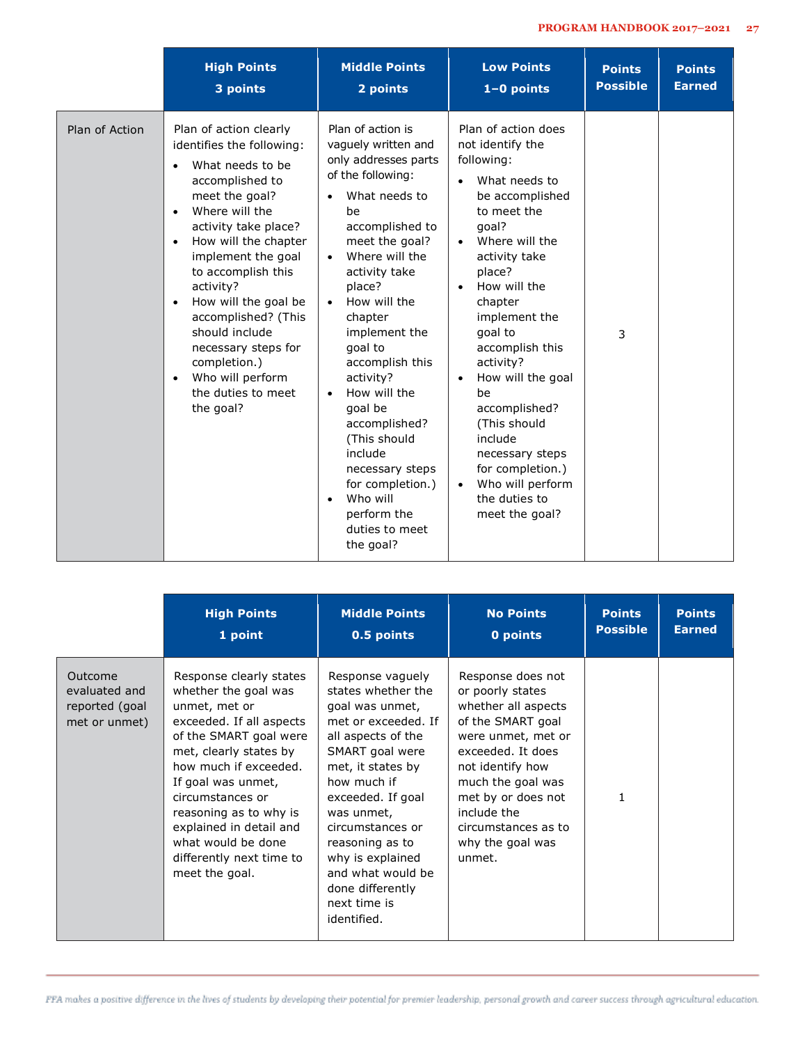| | High Points<br>3 points | Middle Points<br>2 points | Low Points<br>1–0 points | Points Possible | Points Earned |
|---|---|---|---|---|---|
| Plan of Action | Plan of action clearly identifies the following:<br>• What needs to be accomplished to meet the goal?<br>• Where will the activity take place?<br>• How will the chapter implement the goal to accomplish this activity?<br>• How will the goal be accomplished? (This should include necessary steps for completion.)<br>• Who will perform the duties to meet the goal? | Plan of action is vaguely written and only addresses parts of the following:<br>• What needs to be accomplished to meet the goal?<br>• Where will the activity take place?<br>• How will the chapter implement the goal to accomplish this activity?<br>• How will the goal be accomplished? (This should include necessary steps for completion.)<br>• Who will perform the duties to meet the goal? | Plan of action does not identify the following:<br>• What needs to be accomplished to meet the goal?<br>• Where will the activity take place?<br>• How will the chapter implement the goal to accomplish this activity?<br>• How will the goal be accomplished? (This should include necessary steps for completion.)<br>• Who will perform the duties to meet the goal? | 3 | |

| | High Points<br>1 point | Middle Points<br>0.5 points | No Points<br>0 points | Points Possible | Points Earned |
|---|---|---|---|---|---|
| Outcome evaluated and reported (goal met or unmet) | Response clearly states whether the goal was unmet, met or exceeded. If all aspects of the SMART goal were met, clearly states by how much if exceeded. If goal was unmet, circumstances or reasoning as to why is explained in detail and what would be done differently next time to meet the goal. | Response vaguely states whether the goal was unmet, met or exceeded. If all aspects of the SMART goal were met, it states by how much if exceeded. If goal was unmet, circumstances or reasoning as to why is explained and what would be done differently next time is identified. | Response does not or poorly states whether all aspects of the SMART goal were unmet, met or exceeded. It does not identify how much the goal was met by or does not include the circumstances as to why the goal was unmet. | 1 | |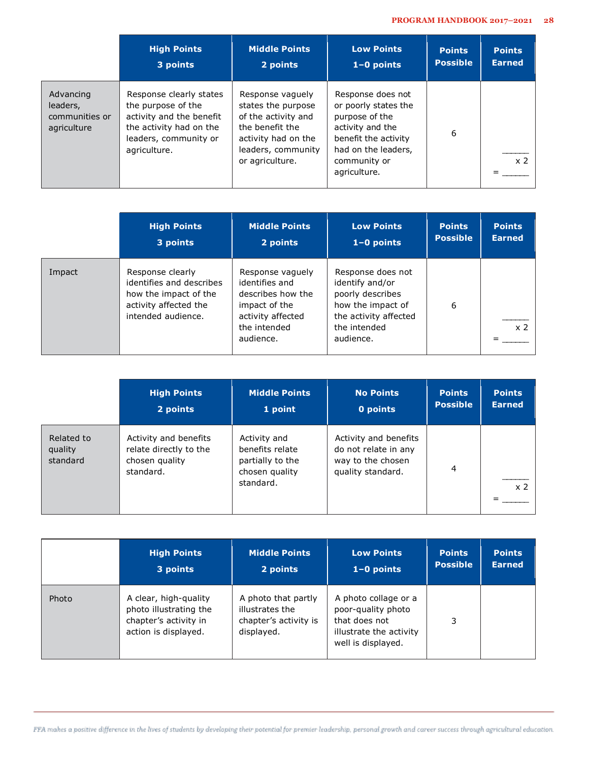| | High Points<br>3 points | Middle Points<br>2 points | Low Points<br>1–0 points | Points Possible | Points Earned |
|---|---|---|---|---|---|
| Advancing leaders, communities or agriculture | Response clearly states the purpose of the activity and the benefit the activity had on the leaders, community or agriculture. | Response vaguely states the purpose of the activity and the benefit the activity had on the leaders, community or agriculture. | Response does not or poorly states the purpose of the activity and the benefit the activity had on the leaders, community or agriculture. | 6 | ______ x 2 = ______ |

| | High Points<br>3 points | Middle Points<br>2 points | Low Points<br>1–0 points | Points Possible | Points Earned |
|---|---|---|---|---|---|
| Impact | Response clearly identifies and describes how the impact of the activity affected the intended audience. | Response vaguely identifies and describes how the impact of the activity affected the intended audience. | Response does not identify and/or poorly describes how the impact of the activity affected the intended audience. | 6 | ______ x 2 = ______ |

| | High Points<br>2 points | Middle Points<br>1 point | No Points<br>0 points | Points Possible | Points Earned |
|---|---|---|---|---|---|
| Related to quality standard | Activity and benefits relate directly to the chosen quality standard. | Activity and benefits relate partially to the chosen quality standard. | Activity and benefits do not relate in any way to the chosen quality standard. | 4 | ______ x 2 = ______ |

| | High Points<br>3 points | Middle Points<br>2 points | Low Points<br>1–0 points | Points Possible | Points Earned |
|---|---|---|---|---|---|
| Photo | A clear, high-quality photo illustrating the chapter's activity in action is displayed. | A photo that partly illustrates the chapter's activity is displayed. | A photo collage or a poor-quality photo that does not illustrate the activity well is displayed. | 3 | |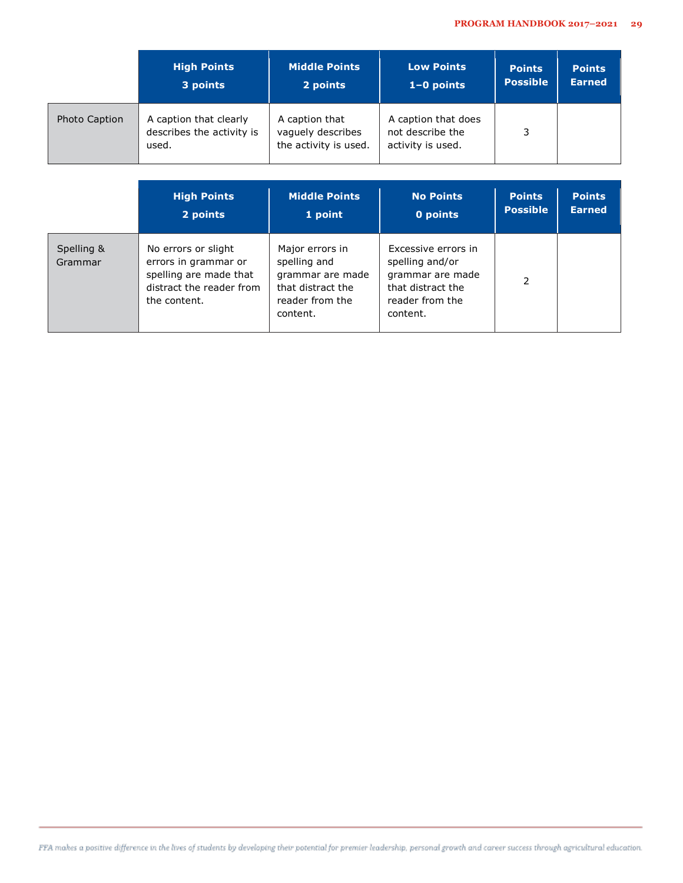| | High Points<br>3 points | Middle Points<br>2 points | Low Points<br>1–0 points | Points Possible | Points Earned |
|---|---|---|---|---|---|
| Photo Caption | A caption that clearly describes the activity is used. | A caption that vaguely describes the activity is used. | A caption that does not describe the activity is used. | 3 | |

| | High Points<br>2 points | Middle Points<br>1 point | No Points<br>0 points | Points Possible | Points Earned |
|---|---|---|---|---|---|
| Spelling & Grammar | No errors or slight errors in grammar or spelling are made that distract the reader from the content. | Major errors in spelling and grammar are made that distract the reader from the content. | Excessive errors in spelling and/or grammar are made that distract the reader from the content. | 2 | |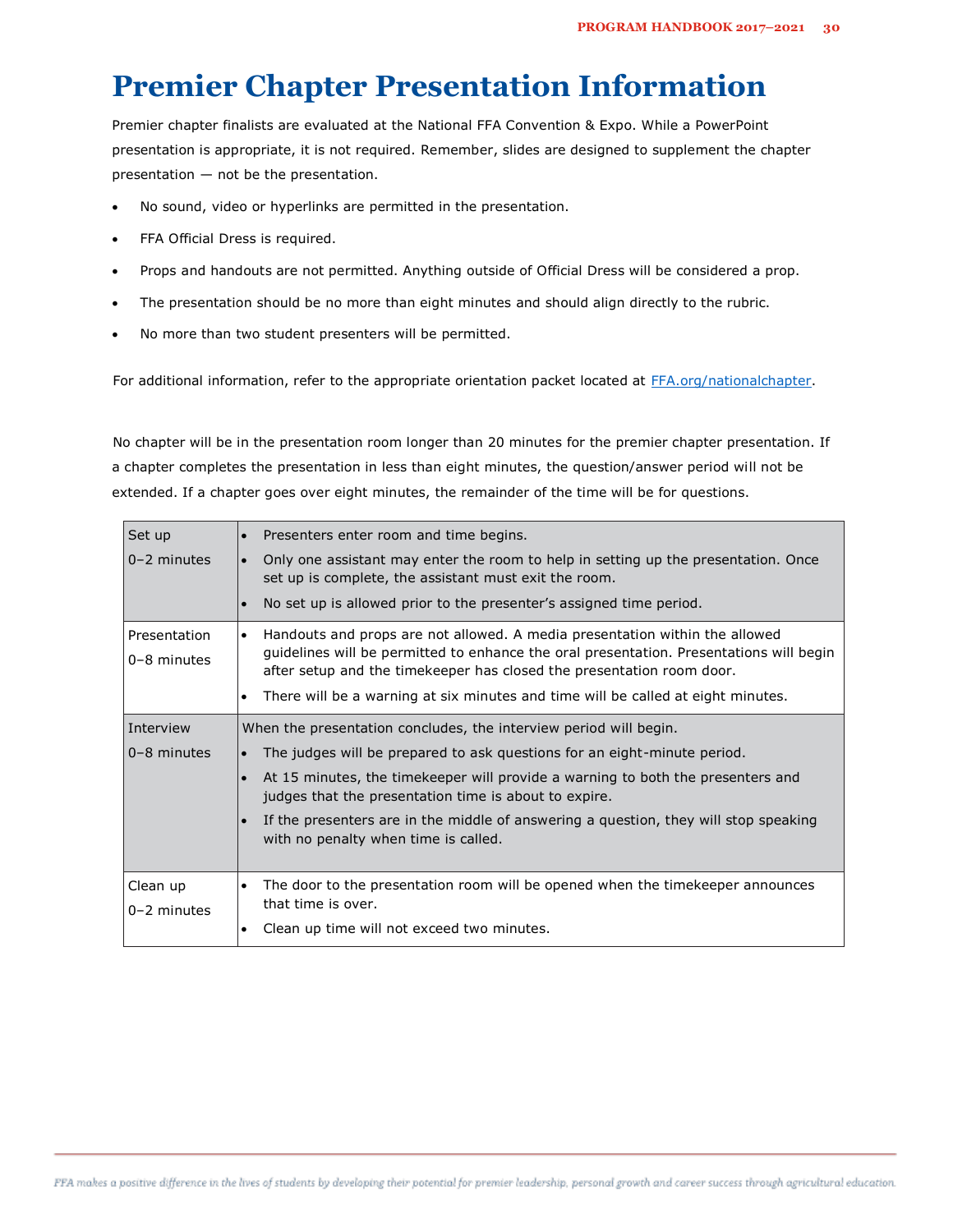# Premier Chapter Presentation Information

Premier chapter finalists are evaluated at the National FFA Convention & Expo. While a PowerPoint presentation is appropriate, it is not required. Remember, slides are designed to supplement the chapter presentation — not be the presentation.

- No sound, video or hyperlinks are permitted in the presentation.
- FFA Official Dress is required.
- Props and handouts are not permitted. Anything outside of Official Dress will be considered a prop.
- The presentation should be no more than eight minutes and should align directly to the rubric.
- No more than two student presenters will be permitted.

For additional information, refer to the appropriate orientation packet located at [FFA.org/nationalchapter](FFA.org/nationalchapter).

No chapter will be in the presentation room longer than 20 minutes for the premier chapter presentation. If a chapter completes the presentation in less than eight minutes, the question/answer period will not be extended. If a chapter goes over eight minutes, the remainder of the time will be for questions.

| | |
|---|---|
| Set up<br>0–2 minutes | • Presenters enter room and time begins.<br>• Only one assistant may enter the room to help in setting up the presentation. Once set up is complete, the assistant must exit the room.<br>• No set up is allowed prior to the presenter's assigned time period. |
| Presentation<br>0–8 minutes | • Handouts and props are not allowed. A media presentation within the allowed guidelines will be permitted to enhance the oral presentation. Presentations will begin after setup and the timekeeper has closed the presentation room door.<br>• There will be a warning at six minutes and time will be called at eight minutes. |
| Interview<br>0–8 minutes | When the presentation concludes, the interview period will begin.<br>• The judges will be prepared to ask questions for an eight-minute period.<br>• At 15 minutes, the timekeeper will provide a warning to both the presenters and judges that the presentation time is about to expire.<br>• If the presenters are in the middle of answering a question, they will stop speaking with no penalty when time is called. |
| Clean up<br>0–2 minutes | • The door to the presentation room will be opened when the timekeeper announces that time is over.<br>• Clean up time will not exceed two minutes. |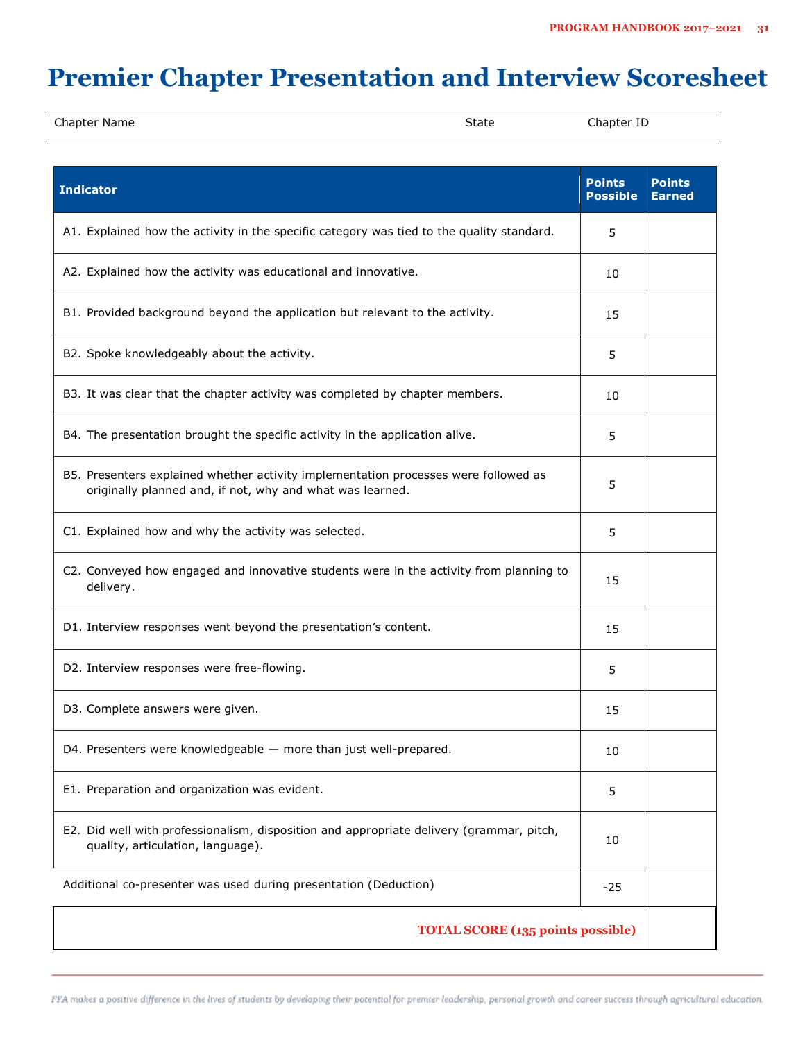# Premier Chapter Presentation and Interview Scoresheet

| Chapter Name | State | Chapter ID |
|---|---|---|
| | | |

| Indicator | Points Possible | Points Earned |
|---|---|---|
| A1. Explained how the activity in the specific category was tied to the quality standard. | 5 | |
| A2. Explained how the activity was educational and innovative. | 10 | |
| B1. Provided background beyond the application but relevant to the activity. | 15 | |
| B2. Spoke knowledgeably about the activity. | 5 | |
| B3. It was clear that the chapter activity was completed by chapter members. | 10 | |
| B4. The presentation brought the specific activity in the application alive. | 5 | |
| B5. Presenters explained whether activity implementation processes were followed as originally planned and, if not, why and what was learned. | 5 | |
| C1. Explained how and why the activity was selected. | 5 | |
| C2. Conveyed how engaged and innovative students were in the activity from planning to delivery. | 15 | |
| D1. Interview responses went beyond the presentation's content. | 15 | |
| D2. Interview responses were free-flowing. | 5 | |
| D3. Complete answers were given. | 15 | |
| D4. Presenters were knowledgeable — more than just well-prepared. | 10 | |
| E1. Preparation and organization was evident. | 5 | |
| E2. Did well with professionalism, disposition and appropriate delivery (grammar, pitch, quality, articulation, language). | 10 | |
| Additional co-presenter was used during presentation (Deduction) | -25 | |
| **TOTAL SCORE (135 points possible)** | | |

*FFA makes a positive difference in the lives of students by developing their potential for premier leadership, personal growth and career success through agricultural education.*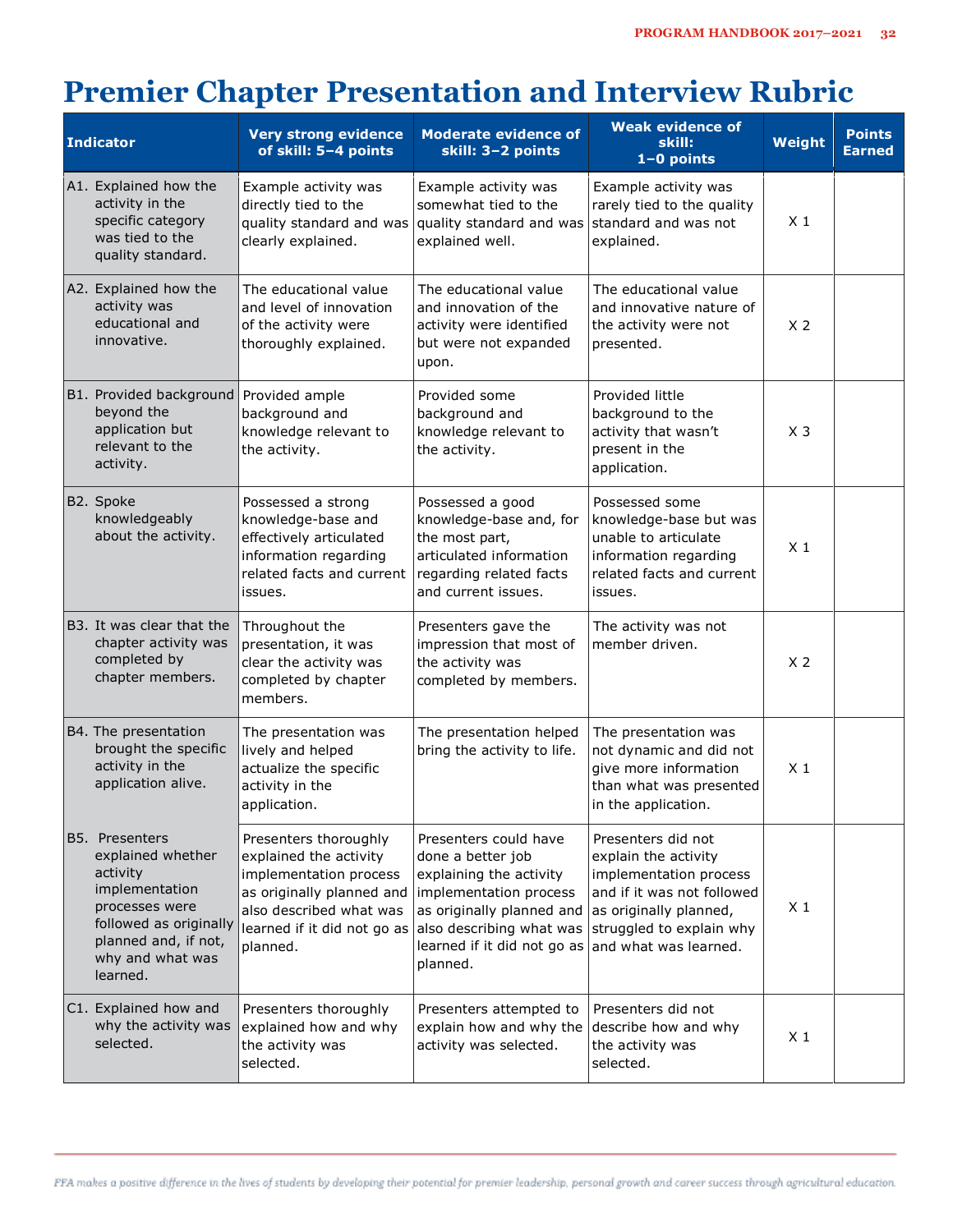# Premier Chapter Presentation and Interview Rubric

| Indicator | Very strong evidence of skill: 5–4 points | Moderate evidence of skill: 3–2 points | Weak evidence of skill: 1–0 points | Weight | Points Earned |
|---|---|---|---|---|---|
| A1. Explained how the activity in the specific category was tied to the quality standard. | Example activity was directly tied to the quality standard and was clearly explained. | Example activity was somewhat tied to the quality standard and was explained well. | Example activity was rarely tied to the quality standard and was not explained. | X 1 | |
| A2. Explained how the activity was educational and innovative. | The educational value and level of innovation of the activity were thoroughly explained. | The educational value and innovation of the activity were identified but were not expanded upon. | The educational value and innovative nature of the activity were not presented. | X 2 | |
| B1. Provided background beyond the application but relevant to the activity. | Provided ample background and knowledge relevant to the activity. | Provided some background and knowledge relevant to the activity. | Provided little background to the activity that wasn't present in the application. | X 3 | |
| B2. Spoke knowledgeably about the activity. | Possessed a strong knowledge-base and effectively articulated information regarding related facts and current issues. | Possessed a good knowledge-base and, for the most part, articulated information regarding related facts and current issues. | Possessed some knowledge-base but was unable to articulate information regarding related facts and current issues. | X 1 | |
| B3. It was clear that the chapter activity was completed by chapter members. | Throughout the presentation, it was clear the activity was completed by chapter members. | Presenters gave the impression that most of the activity was completed by members. | The activity was not member driven. | X 2 | |
| B4. The presentation brought the specific activity in the application alive. | The presentation was lively and helped actualize the specific activity in the application. | The presentation helped bring the activity to life. | The presentation was not dynamic and did not give more information than what was presented in the application. | X 1 | |
| B5. Presenters explained whether activity implementation processes were followed as originally planned and, if not, why and what was learned. | Presenters thoroughly explained the activity implementation process as originally planned and also described what was learned if it did not go as planned. | Presenters could have done a better job explaining the activity implementation process as originally planned and also describing what was learned if it did not go as planned. | Presenters did not explain the activity implementation process and if it was not followed as originally planned, struggled to explain why and what was learned. | X 1 | |
| C1. Explained how and why the activity was selected. | Presenters thoroughly explained how and why the activity was selected. | Presenters attempted to explain how and why the activity was selected. | Presenters did not describe how and why the activity was selected. | X 1 | |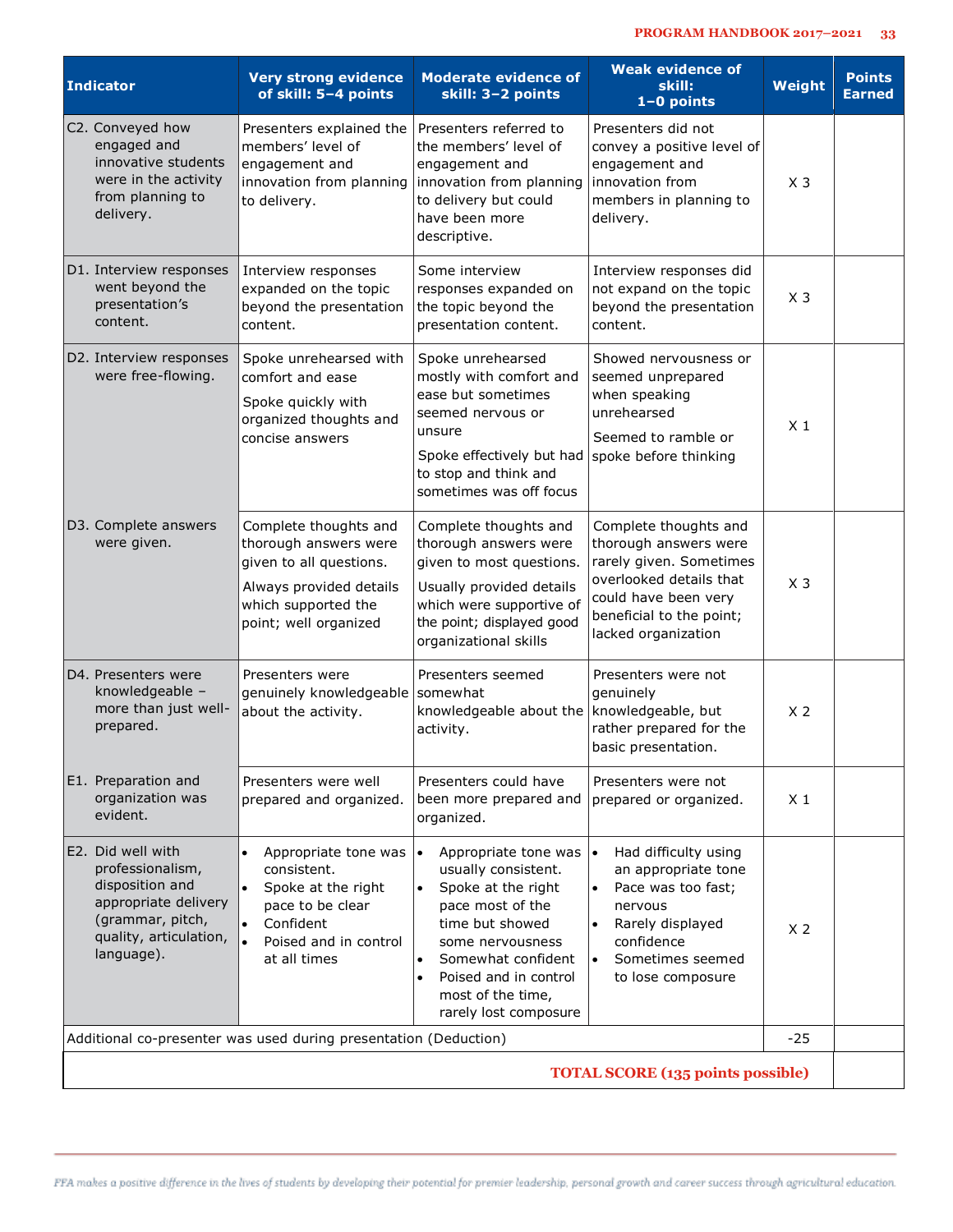| Indicator | Very strong evidence of skill: 5–4 points | Moderate evidence of skill: 3–2 points | Weak evidence of skill: 1–0 points | Weight | Points Earned |
|---|---|---|---|---|---|
| C2. Conveyed how engaged and innovative students were in the activity from planning to delivery. | Presenters explained the members' level of engagement and innovation from planning to delivery. | Presenters referred to the members' level of engagement and innovation from planning to delivery but could have been more descriptive. | Presenters did not convey a positive level of engagement and innovation from members in planning to delivery. | X 3 | |
| D1. Interview responses went beyond the presentation's content. | Interview responses expanded on the topic beyond the presentation content. | Some interview responses expanded on the topic beyond the presentation content. | Interview responses did not expand on the topic beyond the presentation content. | X 3 | |
| D2. Interview responses were free-flowing. | Spoke unrehearsed with comfort and ease<br><br>Spoke quickly with organized thoughts and concise answers | Spoke unrehearsed mostly with comfort and ease but sometimes seemed nervous or unsure<br><br>Spoke effectively but had to stop and think and sometimes was off focus | Showed nervousness or seemed unprepared when speaking unrehearsed<br><br>Seemed to ramble or spoke before thinking | X 1 | |
| D3. Complete answers were given. | Complete thoughts and thorough answers were given to all questions.<br><br>Always provided details which supported the point; well organized | Complete thoughts and thorough answers were given to most questions.<br><br>Usually provided details which were supportive of the point; displayed good organizational skills | Complete thoughts and thorough answers were rarely given. Sometimes overlooked details that could have been very beneficial to the point; lacked organization | X 3 | |
| D4. Presenters were knowledgeable – more than just well-prepared. | Presenters were genuinely knowledgeable about the activity. | Presenters seemed somewhat knowledgeable about the activity. | Presenters were not genuinely knowledgeable, but rather prepared for the basic presentation. | X 2 | |
| E1. Preparation and organization was evident. | Presenters were well prepared and organized. | Presenters could have been more prepared and organized. | Presenters were not prepared or organized. | X 1 | |
| E2. Did well with professionalism, disposition and appropriate delivery (grammar, pitch, quality, articulation, language). | • Appropriate tone was consistent.<br>• Spoke at the right pace to be clear<br>• Confident<br>• Poised and in control at all times | • Appropriate tone was usually consistent.<br>• Spoke at the right pace most of the time but showed some nervousness<br>• Somewhat confident<br>• Poised and in control most of the time, rarely lost composure | • Had difficulty using an appropriate tone<br>• Pace was too fast; nervous<br>• Rarely displayed confidence<br>• Sometimes seemed to lose composure | X 2 | |
| Additional co-presenter was used during presentation (Deduction) | | | | -25 | |
| **TOTAL SCORE (135 points possible)** | | | | | |

*FFA makes a positive difference in the lives of students by developing their potential for premier leadership, personal growth and career success through agricultural education.*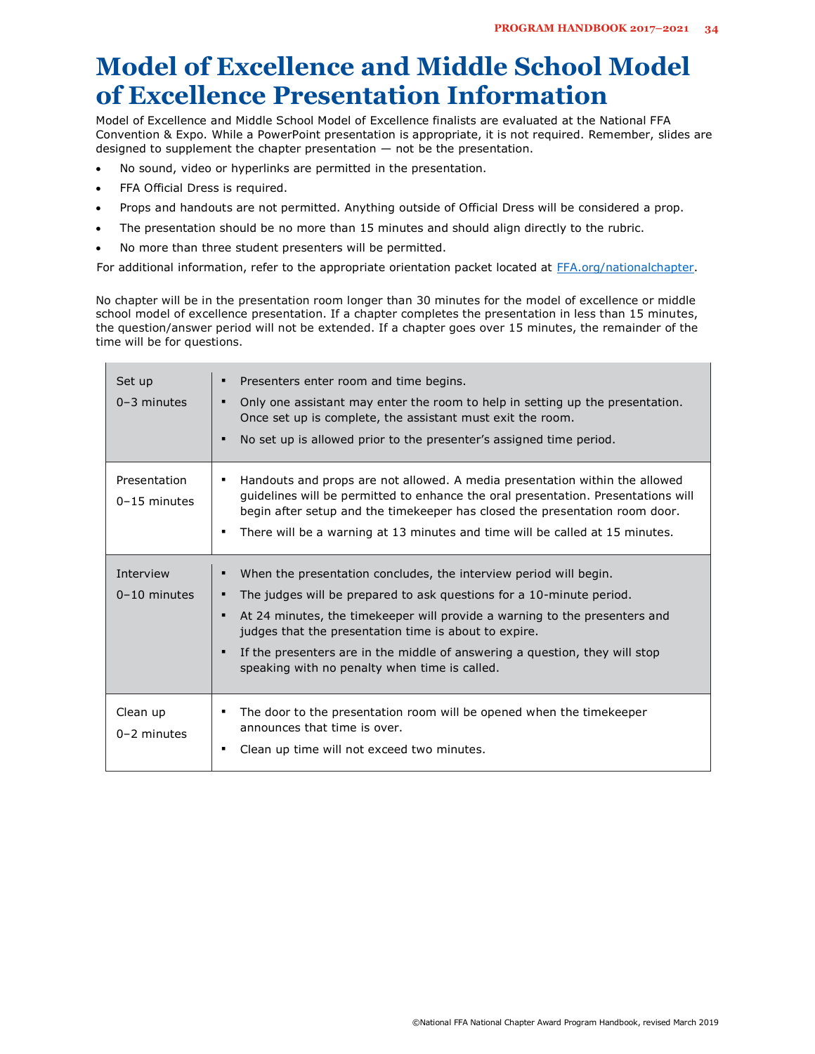# Model of Excellence and Middle School Model of Excellence Presentation Information

Model of Excellence and Middle School Model of Excellence finalists are evaluated at the National FFA Convention & Expo. While a PowerPoint presentation is appropriate, it is not required. Remember, slides are designed to supplement the chapter presentation — not be the presentation.

- No sound, video or hyperlinks are permitted in the presentation.
- FFA Official Dress is required.
- Props and handouts are not permitted. Anything outside of Official Dress will be considered a prop.
- The presentation should be no more than 15 minutes and should align directly to the rubric.
- No more than three student presenters will be permitted.

For additional information, refer to the appropriate orientation packet located at [FFA.org/nationalchapter](FFA.org/nationalchapter).

No chapter will be in the presentation room longer than 30 minutes for the model of excellence or middle school model of excellence presentation. If a chapter completes the presentation in less than 15 minutes, the question/answer period will not be extended. If a chapter goes over 15 minutes, the remainder of the time will be for questions.

| | |
|---|---|
| Set up<br>0–3 minutes | ▪ Presenters enter room and time begins.<br>▪ Only one assistant may enter the room to help in setting up the presentation. Once set up is complete, the assistant must exit the room.<br>▪ No set up is allowed prior to the presenter's assigned time period. |
| Presentation<br>0–15 minutes | ▪ Handouts and props are not allowed. A media presentation within the allowed guidelines will be permitted to enhance the oral presentation. Presentations will begin after setup and the timekeeper has closed the presentation room door.<br>▪ There will be a warning at 13 minutes and time will be called at 15 minutes. |
| Interview<br>0–10 minutes | ▪ When the presentation concludes, the interview period will begin.<br>▪ The judges will be prepared to ask questions for a 10-minute period.<br>▪ At 24 minutes, the timekeeper will provide a warning to the presenters and judges that the presentation time is about to expire.<br>▪ If the presenters are in the middle of answering a question, they will stop speaking with no penalty when time is called. |
| Clean up<br>0–2 minutes | ▪ The door to the presentation room will be opened when the timekeeper announces that time is over.<br>▪ Clean up time will not exceed two minutes. |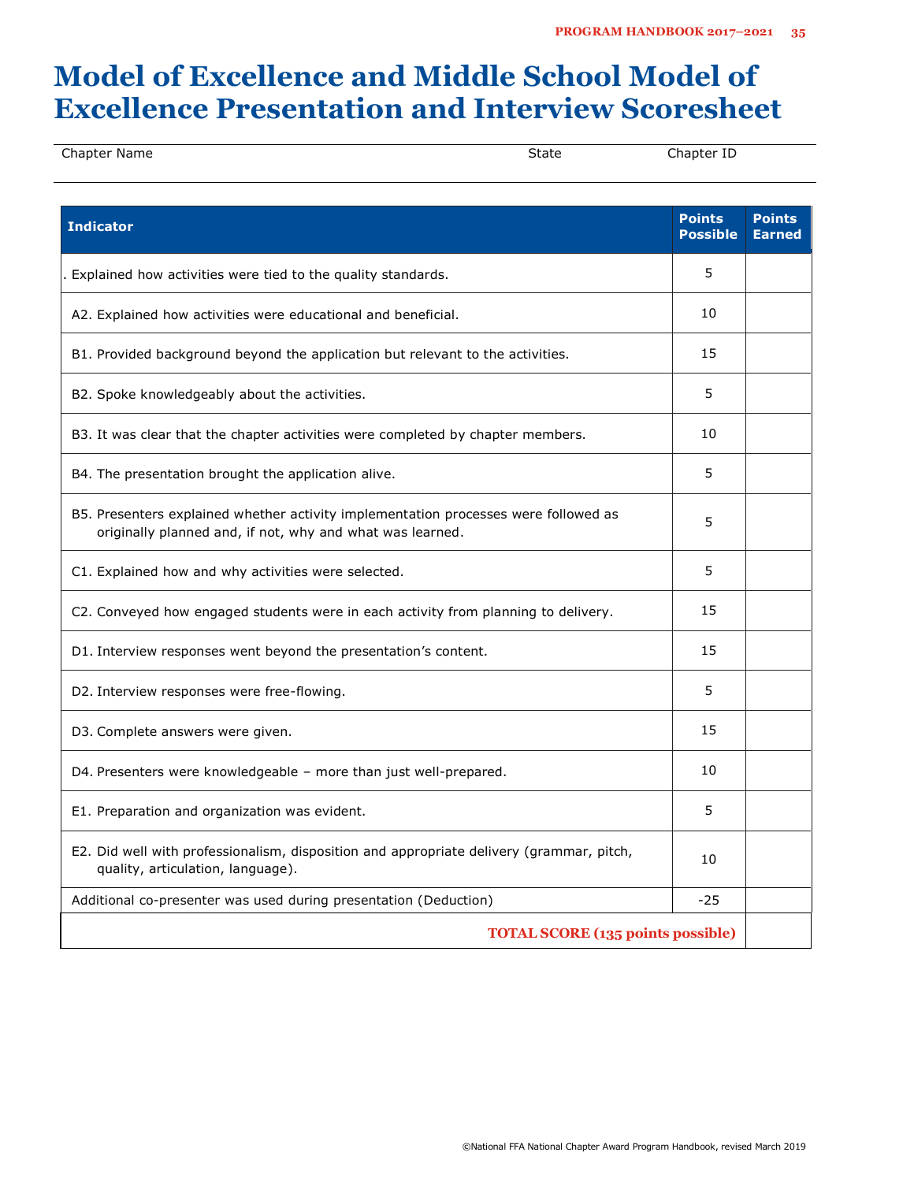# Model of Excellence and Middle School Model of Excellence Presentation and Interview Scoresheet

| Chapter Name | State | Chapter ID |
|---|---|---|
| | | |

| Indicator | Points Possible | Points Earned |
|---|---|---|
| . Explained how activities were tied to the quality standards. | 5 | |
| A2. Explained how activities were educational and beneficial. | 10 | |
| B1. Provided background beyond the application but relevant to the activities. | 15 | |
| B2. Spoke knowledgeably about the activities. | 5 | |
| B3. It was clear that the chapter activities were completed by chapter members. | 10 | |
| B4. The presentation brought the application alive. | 5 | |
| B5. Presenters explained whether activity implementation processes were followed as originally planned and, if not, why and what was learned. | 5 | |
| C1. Explained how and why activities were selected. | 5 | |
| C2. Conveyed how engaged students were in each activity from planning to delivery. | 15 | |
| D1. Interview responses went beyond the presentation's content. | 15 | |
| D2. Interview responses were free-flowing. | 5 | |
| D3. Complete answers were given. | 15 | |
| D4. Presenters were knowledgeable – more than just well-prepared. | 10 | |
| E1. Preparation and organization was evident. | 5 | |
| E2. Did well with professionalism, disposition and appropriate delivery (grammar, pitch, quality, articulation, language). | 10 | |
| Additional co-presenter was used during presentation (Deduction) | -25 | |
| **TOTAL SCORE (135 points possible)** | | |

©National FFA National Chapter Award Program Handbook, revised March 2019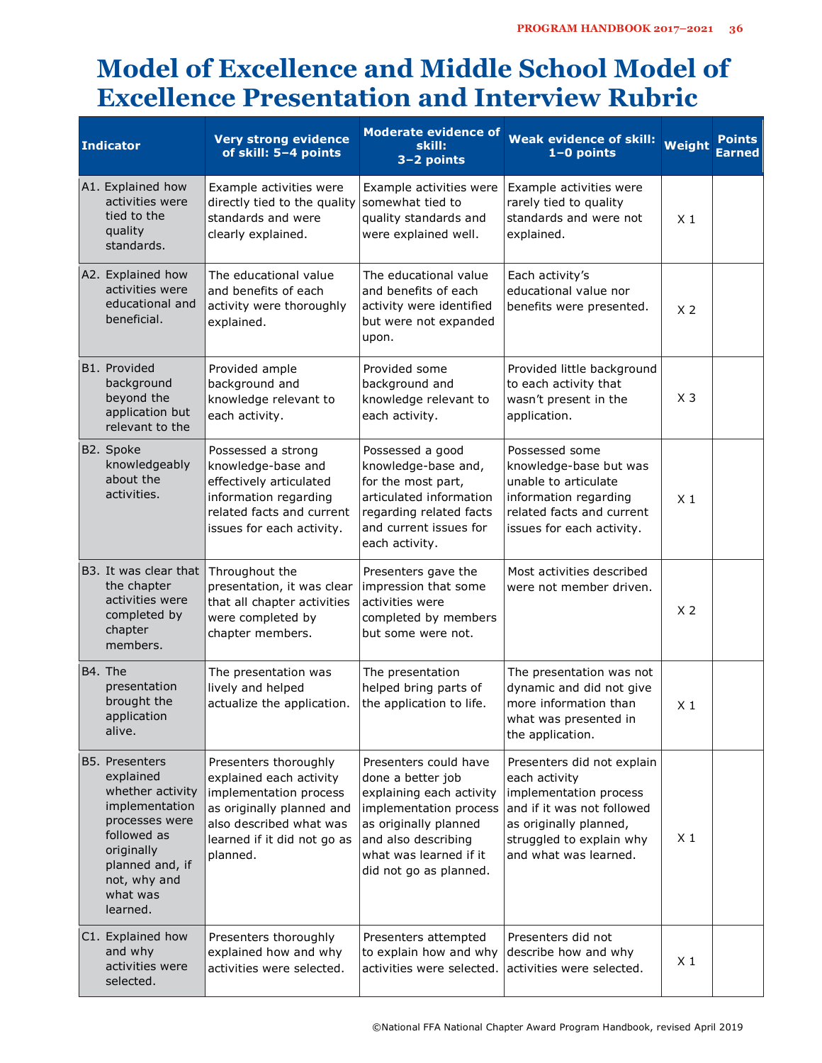# Model of Excellence and Middle School Model of Excellence Presentation and Interview Rubric

| Indicator | Very strong evidence of skill: 5–4 points | Moderate evidence of skill: 3–2 points | Weak evidence of skill: 1–0 points | Weight | Points Earned |
|---|---|---|---|---|---|
| A1. Explained how activities were tied to the quality standards. | Example activities were directly tied to the quality standards and were clearly explained. | Example activities were somewhat tied to quality standards and were explained well. | Example activities were rarely tied to quality standards and were not explained. | X 1 | |
| A2. Explained how activities were educational and beneficial. | The educational value and benefits of each activity were thoroughly explained. | The educational value and benefits of each activity were identified but were not expanded upon. | Each activity's educational value nor benefits were presented. | X 2 | |
| B1. Provided background beyond the application but relevant to the | Provided ample background and knowledge relevant to each activity. | Provided some background and knowledge relevant to each activity. | Provided little background to each activity that wasn't present in the application. | X 3 | |
| B2. Spoke knowledgeably about the activities. | Possessed a strong knowledge-base and effectively articulated information regarding related facts and current issues for each activity. | Possessed a good knowledge-base and, for the most part, articulated information regarding related facts and current issues for each activity. | Possessed some knowledge-base but was unable to articulate information regarding related facts and current issues for each activity. | X 1 | |
| B3. It was clear that the chapter activities were completed by chapter members. | Throughout the presentation, it was clear that all chapter activities were completed by chapter members. | Presenters gave the impression that some activities were completed by members but some were not. | Most activities described were not member driven. | X 2 | |
| B4. The presentation brought the application alive. | The presentation was lively and helped actualize the application. | The presentation helped bring parts of the application to life. | The presentation was not dynamic and did not give more information than what was presented in the application. | X 1 | |
| B5. Presenters explained whether activity implementation processes were followed as originally planned and, if not, why and what was learned. | Presenters thoroughly explained each activity implementation process as originally planned and also described what was learned if it did not go as planned. | Presenters could have done a better job explaining each activity implementation process as originally planned and also describing what was learned if it did not go as planned. | Presenters did not explain each activity implementation process and if it was not followed as originally planned, struggled to explain why and what was learned. | X 1 | |
| C1. Explained how and why activities were selected. | Presenters thoroughly explained how and why activities were selected. | Presenters attempted to explain how and why activities were selected. | Presenters did not describe how and why activities were selected. | X 1 | |

©National FFA National Chapter Award Program Handbook, revised April 2019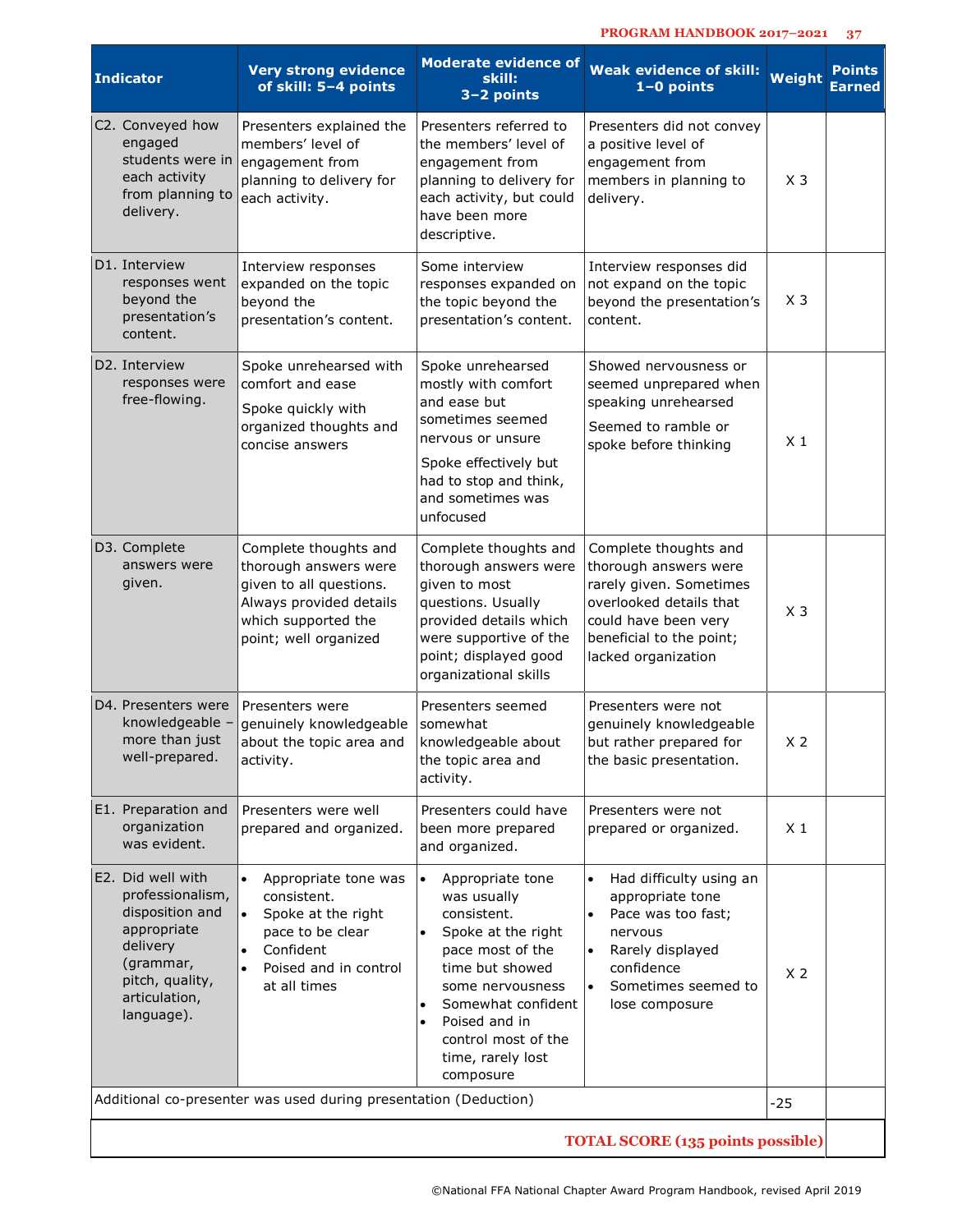| Indicator | Very strong evidence of skill: 5–4 points | Moderate evidence of skill: 3–2 points | Weak evidence of skill: 1–0 points | Weight | Points Earned |
|---|---|---|---|---|---|
| C2. Conveyed how engaged students were in each activity from planning to delivery. | Presenters explained the members' level of engagement from planning to delivery for each activity. | Presenters referred to the members' level of engagement from planning to delivery for each activity, but could have been more descriptive. | Presenters did not convey a positive level of engagement from members in planning to delivery. | X 3 | |
| D1. Interview responses went beyond the presentation's content. | Interview responses expanded on the topic beyond the presentation's content. | Some interview responses expanded on the topic beyond the presentation's content. | Interview responses did not expand on the topic beyond the presentation's content. | X 3 | |
| D2. Interview responses were free-flowing. | Spoke unrehearsed with comfort and ease<br><br>Spoke quickly with organized thoughts and concise answers | Spoke unrehearsed mostly with comfort and ease but sometimes seemed nervous or unsure<br><br>Spoke effectively but had to stop and think, and sometimes was unfocused | Showed nervousness or seemed unprepared when speaking unrehearsed<br><br>Seemed to ramble or spoke before thinking | X 1 | |
| D3. Complete answers were given. | Complete thoughts and thorough answers were given to all questions. Always provided details which supported the point; well organized | Complete thoughts and thorough answers were given to most questions. Usually provided details which were supportive of the point; displayed good organizational skills | Complete thoughts and thorough answers were rarely given. Sometimes overlooked details that could have been very beneficial to the point; lacked organization | X 3 | |
| D4. Presenters were knowledgeable – more than just well-prepared. | Presenters were genuinely knowledgeable about the topic area and activity. | Presenters seemed somewhat knowledgeable about the topic area and activity. | Presenters were not genuinely knowledgeable but rather prepared for the basic presentation. | X 2 | |
| E1. Preparation and organization was evident. | Presenters were well prepared and organized. | Presenters could have been more prepared and organized. | Presenters were not prepared or organized. | X 1 | |
| E2. Did well with professionalism, disposition and appropriate delivery (grammar, pitch, quality, articulation, language). | • Appropriate tone was consistent.<br>• Spoke at the right pace to be clear<br>• Confident<br>• Poised and in control at all times | • Appropriate tone was usually consistent.<br>• Spoke at the right pace most of the time but showed some nervousness<br>• Somewhat confident<br>• Poised and in control most of the time, rarely lost composure | • Had difficulty using an appropriate tone<br>• Pace was too fast; nervous<br>• Rarely displayed confidence<br>• Sometimes seemed to lose composure | X 2 | |
| Additional co-presenter was used during presentation (Deduction) | | | | -25 | |
| | | | | **TOTAL SCORE (135 points possible)** | |

©National FFA National Chapter Award Program Handbook, revised April 2019